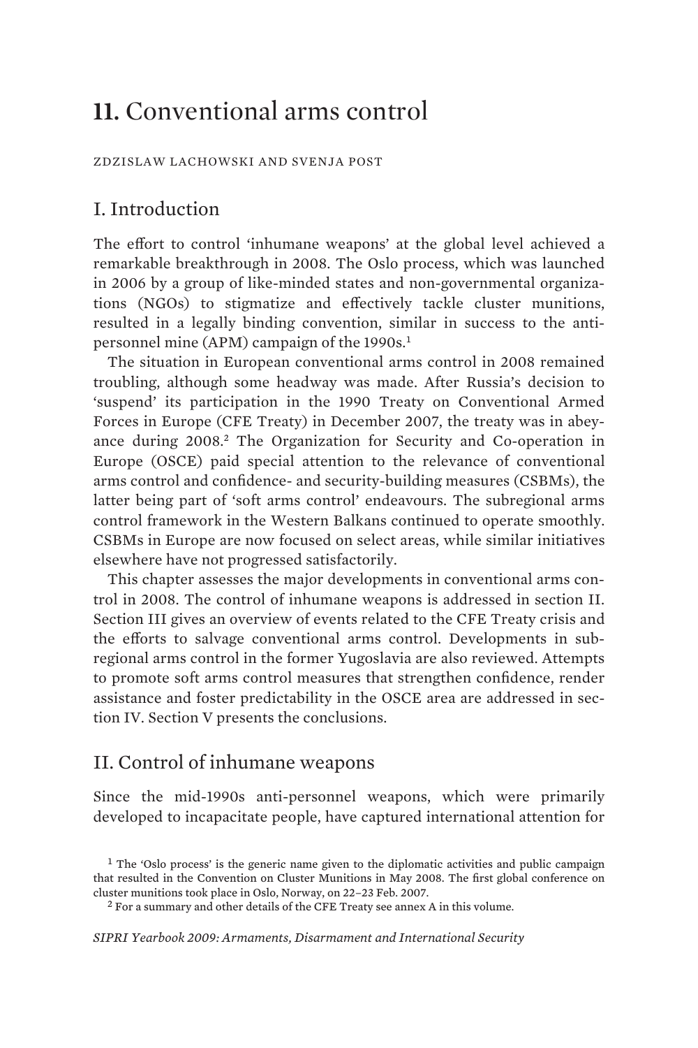# 11. Conventional arms control

ZDZISLAW LACHOWSKI AND SVENJA POST

## I. Introduction

The effort to control 'inhumane weapons' at the global level achieved a remarkable breakthrough in 2008. The Oslo process, which was launched in 2006 by a group of like-minded states and non-governmental organizations (NGOs) to stigmatize and effectively tackle cluster munitions, resulted in a legally binding convention, similar in success to the anti-personnel mine (APM) campaign of the 1990s.[1]

The situation in European conventional arms control in 2008 remained troubling, although some headway was made. After Russia's decision to 'suspend' its participation in the 1990 Treaty on Conventional Armed Forces in Europe (CFE Treaty) in December 2007, the treaty was in abeyance during 2008.[2] The Organization for Security and Co-operation in Europe (OSCE) paid special attention to the relevance of conventional arms control and confidence- and security-building measures (CSBMs), the latter being part of 'soft arms control' endeavours. The subregional arms control framework in the Western Balkans continued to operate smoothly. CSBMs in Europe are now focused on select areas, while similar initiatives elsewhere have not progressed satisfactorily.

This chapter assesses the major developments in conventional arms control in 2008. The control of inhumane weapons is addressed in section II. Section III gives an overview of events related to the CFE Treaty crisis and the efforts to salvage conventional arms control. Developments in subregional arms control in the former Yugoslavia are also reviewed. Attempts to promote soft arms control measures that strengthen confidence, render assistance and foster predictability in the OSCE area are addressed in section IV. Section V presents the conclusions.

## II. Control of inhumane weapons

Since the mid-1990s anti-personnel weapons, which were primarily developed to incapacitate people, have captured international attention for

[1] The 'Oslo process' is the generic name given to the diplomatic activities and public campaign that resulted in the Convention on Cluster Munitions in May 2008. The first global conference on cluster munitions took place in Oslo, Norway, on 22–23 Feb. 2007.

[2] For a summary and other details of the CFE Treaty see annex A in this volume.

*SIPRI Yearbook 2009: Armaments, Disarmament and International Security*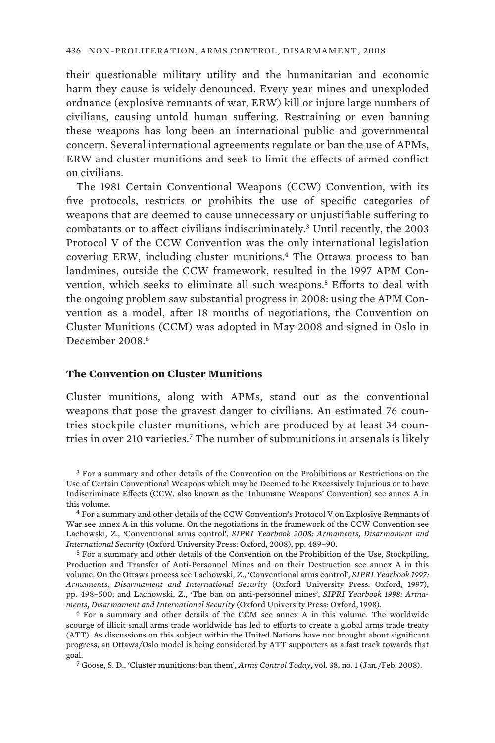their questionable military utility and the humanitarian and economic harm they cause is widely denounced. Every year mines and unexploded ordnance (explosive remnants of war, ERW) kill or injure large numbers of civilians, causing untold human suffering. Restraining or even banning these weapons has long been an international public and governmental concern. Several international agreements regulate or ban the use of APMs, ERW and cluster munitions and seek to limit the effects of armed conflict on civilians.

The 1981 Certain Conventional Weapons (CCW) Convention, with its five protocols, restricts or prohibits the use of specific categories of weapons that are deemed to cause unnecessary or unjustifiable suffering to combatants or to affect civilians indiscriminately.[3] Until recently, the 2003 Protocol V of the CCW Convention was the only international legislation covering ERW, including cluster munitions.[4] The Ottawa process to ban landmines, outside the CCW framework, resulted in the 1997 APM Convention, which seeks to eliminate all such weapons.[5] Efforts to deal with the ongoing problem saw substantial progress in 2008: using the APM Convention as a model, after 18 months of negotiations, the Convention on Cluster Munitions (CCM) was adopted in May 2008 and signed in Oslo in December 2008.[6]

### The Convention on Cluster Munitions

Cluster munitions, along with APMs, stand out as the conventional weapons that pose the gravest danger to civilians. An estimated 76 countries stockpile cluster munitions, which are produced by at least 34 countries in over 210 varieties.[7] The number of submunitions in arsenals is likely

[3] For a summary and other details of the Convention on the Prohibitions or Restrictions on the Use of Certain Conventional Weapons which may be Deemed to be Excessively Injurious or to have Indiscriminate Effects (CCW, also known as the 'Inhumane Weapons' Convention) see annex A in this volume.

[4] For a summary and other details of the CCW Convention's Protocol V on Explosive Remnants of War see annex A in this volume. On the negotiations in the framework of the CCW Convention see Lachowski, Z., 'Conventional arms control', *SIPRI Yearbook 2008: Armaments, Disarmament and International Security* (Oxford University Press: Oxford, 2008), pp. 489–90.

[5] For a summary and other details of the Convention on the Prohibition of the Use, Stockpiling, Production and Transfer of Anti-Personnel Mines and on their Destruction see annex A in this volume. On the Ottawa process see Lachowski, Z., 'Conventional arms control', *SIPRI Yearbook 1997: Armaments, Disarmament and International Security* (Oxford University Press: Oxford, 1997), pp. 498–500; and Lachowski, Z., 'The ban on anti-personnel mines', *SIPRI Yearbook 1998: Armaments, Disarmament and International Security* (Oxford University Press: Oxford, 1998).

[6] For a summary and other details of the CCM see annex A in this volume. The worldwide scourge of illicit small arms trade worldwide has led to efforts to create a global arms trade treaty (ATT). As discussions on this subject within the United Nations have not brought about significant progress, an Ottawa/Oslo model is being considered by ATT supporters as a fast track towards that goal.

[7] Goose, S. D., 'Cluster munitions: ban them', *Arms Control Today*, vol. 38, no. 1 (Jan./Feb. 2008).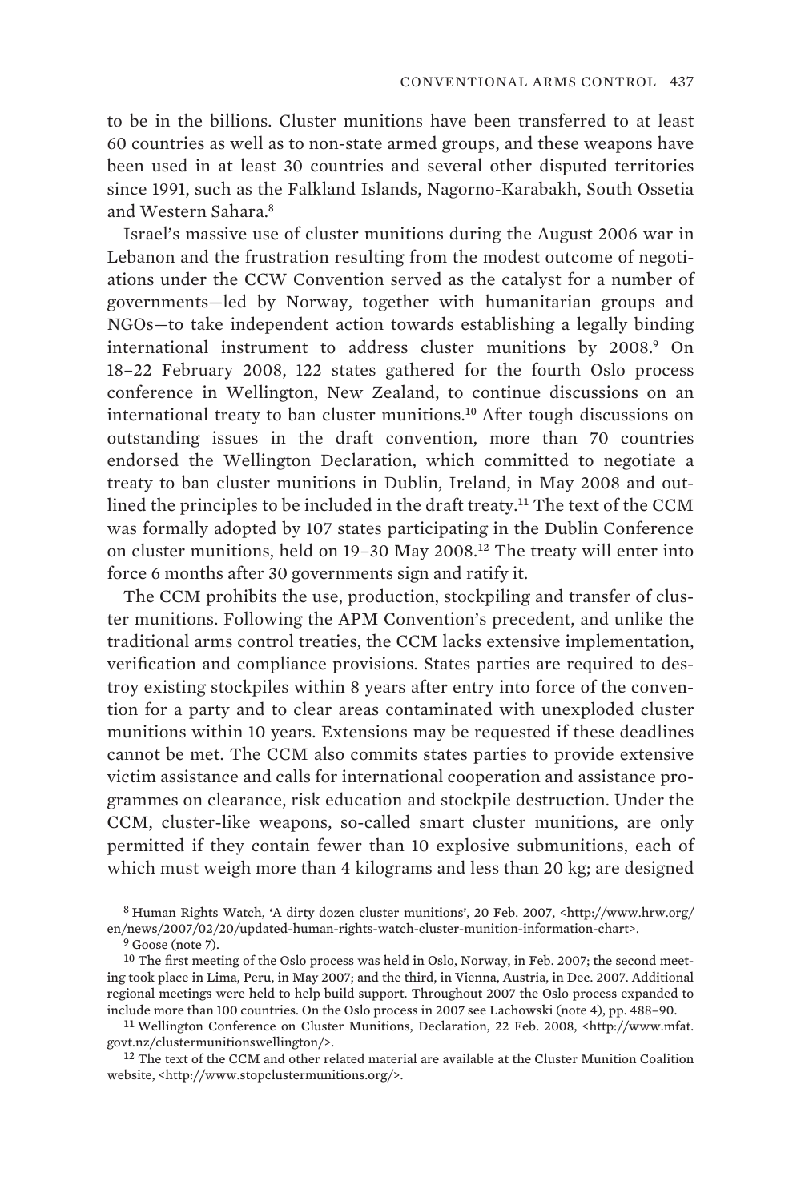to be in the billions. Cluster munitions have been transferred to at least 60 countries as well as to non-state armed groups, and these weapons have been used in at least 30 countries and several other disputed territories since 1991, such as the Falkland Islands, Nagorno-Karabakh, South Ossetia and Western Sahara.[8]

Israel's massive use of cluster munitions during the August 2006 war in Lebanon and the frustration resulting from the modest outcome of negotiations under the CCW Convention served as the catalyst for a number of governments—led by Norway, together with humanitarian groups and NGOs—to take independent action towards establishing a legally binding international instrument to address cluster munitions by 2008.[9] On 18–22 February 2008, 122 states gathered for the fourth Oslo process conference in Wellington, New Zealand, to continue discussions on an international treaty to ban cluster munitions.[10] After tough discussions on outstanding issues in the draft convention, more than 70 countries endorsed the Wellington Declaration, which committed to negotiate a treaty to ban cluster munitions in Dublin, Ireland, in May 2008 and outlined the principles to be included in the draft treaty.[11] The text of the CCM was formally adopted by 107 states participating in the Dublin Conference on cluster munitions, held on 19–30 May 2008.[12] The treaty will enter into force 6 months after 30 governments sign and ratify it.

The CCM prohibits the use, production, stockpiling and transfer of cluster munitions. Following the APM Convention's precedent, and unlike the traditional arms control treaties, the CCM lacks extensive implementation, verification and compliance provisions. States parties are required to destroy existing stockpiles within 8 years after entry into force of the convention for a party and to clear areas contaminated with unexploded cluster munitions within 10 years. Extensions may be requested if these deadlines cannot be met. The CCM also commits states parties to provide extensive victim assistance and calls for international cooperation and assistance programmes on clearance, risk education and stockpile destruction. Under the CCM, cluster-like weapons, so-called smart cluster munitions, are only permitted if they contain fewer than 10 explosive submunitions, each of which must weigh more than 4 kilograms and less than 20 kg; are designed

[8] Human Rights Watch, 'A dirty dozen cluster munitions', 20 Feb. 2007, <http://www.hrw.org/en/news/2007/02/20/updated-human-rights-watch-cluster-munition-information-chart>.

[9] Goose (note 7).

[10] The first meeting of the Oslo process was held in Oslo, Norway, in Feb. 2007; the second meeting took place in Lima, Peru, in May 2007; and the third, in Vienna, Austria, in Dec. 2007. Additional regional meetings were held to help build support. Throughout 2007 the Oslo process expanded to include more than 100 countries. On the Oslo process in 2007 see Lachowski (note 4), pp. 488–90.

[11] Wellington Conference on Cluster Munitions, Declaration, 22 Feb. 2008, <http://www.mfat.govt.nz/clustermunitionswellington/>.

[12] The text of the CCM and other related material are available at the Cluster Munition Coalition website, <http://www.stopclustermunitions.org/>.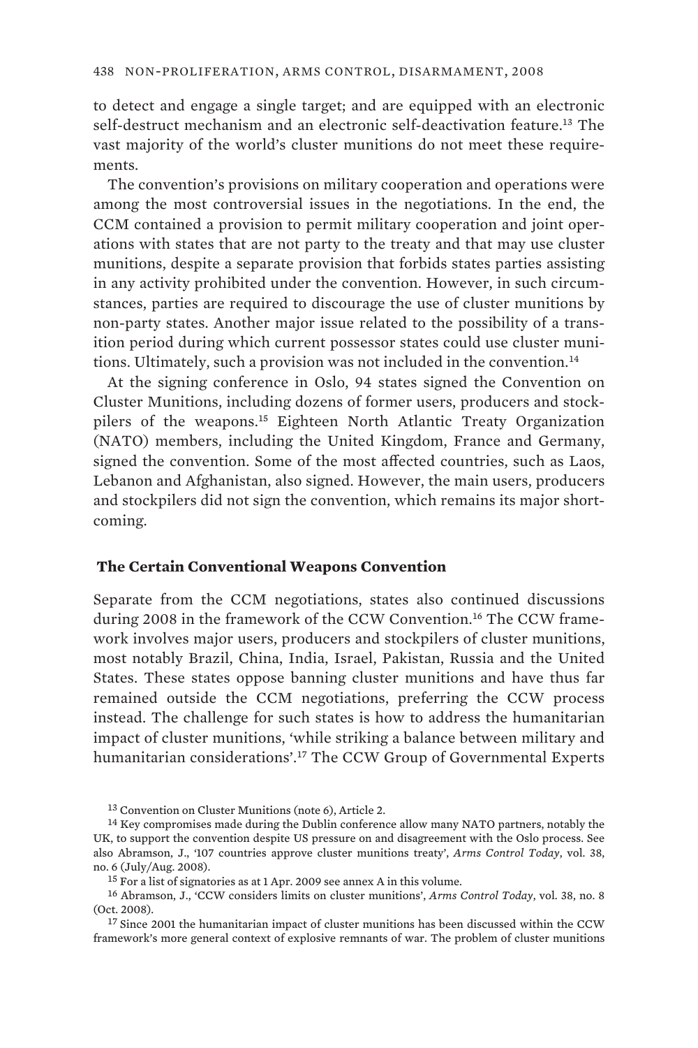to detect and engage a single target; and are equipped with an electronic self-destruct mechanism and an electronic self-deactivation feature.[13] The vast majority of the world's cluster munitions do not meet these requirements.

The convention's provisions on military cooperation and operations were among the most controversial issues in the negotiations. In the end, the CCM contained a provision to permit military cooperation and joint operations with states that are not party to the treaty and that may use cluster munitions, despite a separate provision that forbids states parties assisting in any activity prohibited under the convention. However, in such circumstances, parties are required to discourage the use of cluster munitions by non-party states. Another major issue related to the possibility of a transition period during which current possessor states could use cluster munitions. Ultimately, such a provision was not included in the convention.[14]

At the signing conference in Oslo, 94 states signed the Convention on Cluster Munitions, including dozens of former users, producers and stockpilers of the weapons.[15] Eighteen North Atlantic Treaty Organization (NATO) members, including the United Kingdom, France and Germany, signed the convention. Some of the most affected countries, such as Laos, Lebanon and Afghanistan, also signed. However, the main users, producers and stockpilers did not sign the convention, which remains its major shortcoming.

### The Certain Conventional Weapons Convention

Separate from the CCM negotiations, states also continued discussions during 2008 in the framework of the CCW Convention.[16] The CCW framework involves major users, producers and stockpilers of cluster munitions, most notably Brazil, China, India, Israel, Pakistan, Russia and the United States. These states oppose banning cluster munitions and have thus far remained outside the CCM negotiations, preferring the CCW process instead. The challenge for such states is how to address the humanitarian impact of cluster munitions, 'while striking a balance between military and humanitarian considerations'.[17] The CCW Group of Governmental Experts

---

[13] Convention on Cluster Munitions (note 6), Article 2.

[14] Key compromises made during the Dublin conference allow many NATO partners, notably the UK, to support the convention despite US pressure on and disagreement with the Oslo process. See also Abramson, J., '107 countries approve cluster munitions treaty', *Arms Control Today*, vol. 38, no. 6 (July/Aug. 2008).

[15] For a list of signatories as at 1 Apr. 2009 see annex A in this volume.

[16] Abramson, J., 'CCW considers limits on cluster munitions', *Arms Control Today*, vol. 38, no. 8 (Oct. 2008).

[17] Since 2001 the humanitarian impact of cluster munitions has been discussed within the CCW framework's more general context of explosive remnants of war. The problem of cluster munitions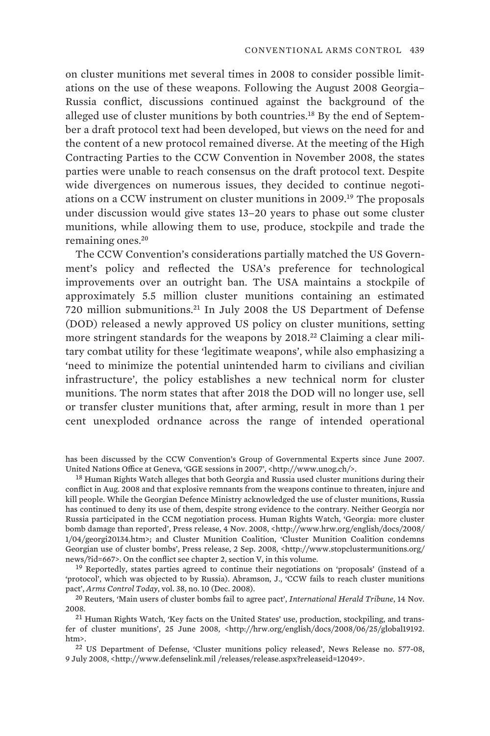on cluster munitions met several times in 2008 to consider possible limitations on the use of these weapons. Following the August 2008 Georgia–Russia conflict, discussions continued against the background of the alleged use of cluster munitions by both countries.[18] By the end of September a draft protocol text had been developed, but views on the need for and the content of a new protocol remained diverse. At the meeting of the High Contracting Parties to the CCW Convention in November 2008, the states parties were unable to reach consensus on the draft protocol text. Despite wide divergences on numerous issues, they decided to continue negotiations on a CCW instrument on cluster munitions in 2009.[19] The proposals under discussion would give states 13–20 years to phase out some cluster munitions, while allowing them to use, produce, stockpile and trade the remaining ones.[20]

The CCW Convention's considerations partially matched the US Government's policy and reflected the USA's preference for technological improvements over an outright ban. The USA maintains a stockpile of approximately 5.5 million cluster munitions containing an estimated 720 million submunitions.[21] In July 2008 the US Department of Defense (DOD) released a newly approved US policy on cluster munitions, setting more stringent standards for the weapons by 2018.[22] Claiming a clear military combat utility for these 'legitimate weapons', while also emphasizing a 'need to minimize the potential unintended harm to civilians and civilian infrastructure', the policy establishes a new technical norm for cluster munitions. The norm states that after 2018 the DOD will no longer use, sell or transfer cluster munitions that, after arming, result in more than 1 per cent unexploded ordnance across the range of intended operational

has been discussed by the CCW Convention's Group of Governmental Experts since June 2007. United Nations Office at Geneva, 'GGE sessions in 2007', <http://www.unog.ch/>.

[18] Human Rights Watch alleges that both Georgia and Russia used cluster munitions during their conflict in Aug. 2008 and that explosive remnants from the weapons continue to threaten, injure and kill people. While the Georgian Defence Ministry acknowledged the use of cluster munitions, Russia has continued to deny its use of them, despite strong evidence to the contrary. Neither Georgia nor Russia participated in the CCM negotiation process. Human Rights Watch, 'Georgia: more cluster bomb damage than reported', Press release, 4 Nov. 2008, <http://www.hrw.org/english/docs/2008/1/04/georgi20134.htm>; and Cluster Munition Coalition, 'Cluster Munition Coalition condemns Georgian use of cluster bombs', Press release, 2 Sep. 2008, <http://www.stopclustermunitions.org/news/?id=667>. On the conflict see chapter 2, section V, in this volume.

[19] Reportedly, states parties agreed to continue their negotiations on 'proposals' (instead of a 'protocol', which was objected to by Russia). Abramson, J., 'CCW fails to reach cluster munitions pact', *Arms Control Today*, vol. 38, no. 10 (Dec. 2008).

[20] Reuters, 'Main users of cluster bombs fail to agree pact', *International Herald Tribune*, 14 Nov. 2008.

[21] Human Rights Watch, 'Key facts on the United States' use, production, stockpiling, and transfer of cluster munitions', 25 June 2008, <http://hrw.org/english/docs/2008/06/25/global19192.htm>.

[22] US Department of Defense, 'Cluster munitions policy released', News Release no. 577-08, 9 July 2008, <http://www.defenselink.mil /releases/release.aspx?releaseid=12049>.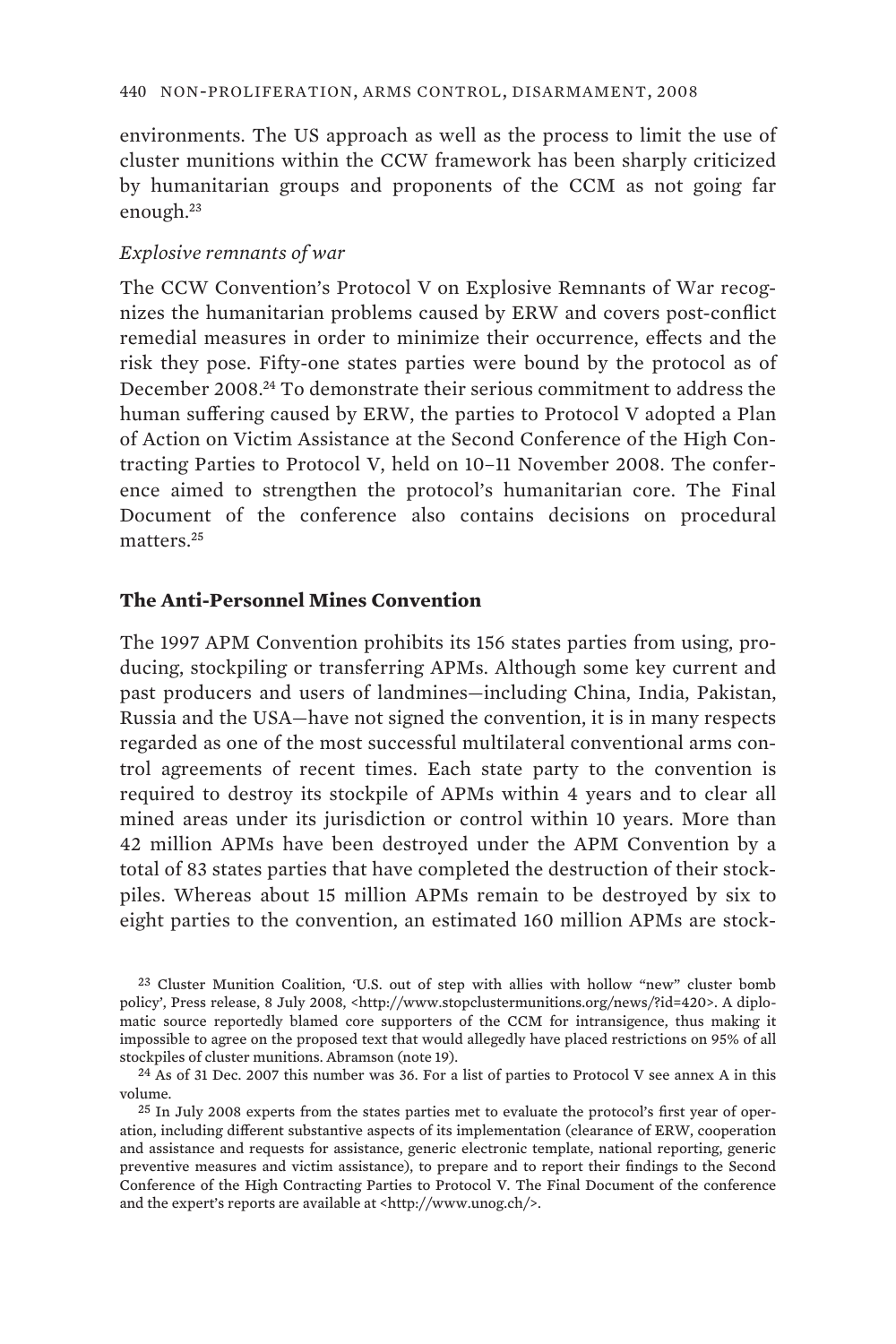environments. The US approach as well as the process to limit the use of cluster munitions within the CCW framework has been sharply criticized by humanitarian groups and proponents of the CCM as not going far enough.[23]

*Explosive remnants of war*

The CCW Convention's Protocol V on Explosive Remnants of War recognizes the humanitarian problems caused by ERW and covers post-conflict remedial measures in order to minimize their occurrence, effects and the risk they pose. Fifty-one states parties were bound by the protocol as of December 2008.[24] To demonstrate their serious commitment to address the human suffering caused by ERW, the parties to Protocol V adopted a Plan of Action on Victim Assistance at the Second Conference of the High Contracting Parties to Protocol V, held on 10–11 November 2008. The conference aimed to strengthen the protocol's humanitarian core. The Final Document of the conference also contains decisions on procedural matters.[25]

## The Anti-Personnel Mines Convention

The 1997 APM Convention prohibits its 156 states parties from using, producing, stockpiling or transferring APMs. Although some key current and past producers and users of landmines—including China, India, Pakistan, Russia and the USA—have not signed the convention, it is in many respects regarded as one of the most successful multilateral conventional arms control agreements of recent times. Each state party to the convention is required to destroy its stockpile of APMs within 4 years and to clear all mined areas under its jurisdiction or control within 10 years. More than 42 million APMs have been destroyed under the APM Convention by a total of 83 states parties that have completed the destruction of their stockpiles. Whereas about 15 million APMs remain to be destroyed by six to eight parties to the convention, an estimated 160 million APMs are stock-

[23] Cluster Munition Coalition, 'U.S. out of step with allies with hollow "new" cluster bomb policy', Press release, 8 July 2008, <http://www.stopclustermunitions.org/news/?id=420>. A diplomatic source reportedly blamed core supporters of the CCM for intransigence, thus making it impossible to agree on the proposed text that would allegedly have placed restrictions on 95% of all stockpiles of cluster munitions. Abramson (note 19).

[24] As of 31 Dec. 2007 this number was 36. For a list of parties to Protocol V see annex A in this volume.

[25] In July 2008 experts from the states parties met to evaluate the protocol's first year of operation, including different substantive aspects of its implementation (clearance of ERW, cooperation and assistance and requests for assistance, generic electronic template, national reporting, generic preventive measures and victim assistance), to prepare and to report their findings to the Second Conference of the High Contracting Parties to Protocol V. The Final Document of the conference and the expert's reports are available at <http://www.unog.ch/>.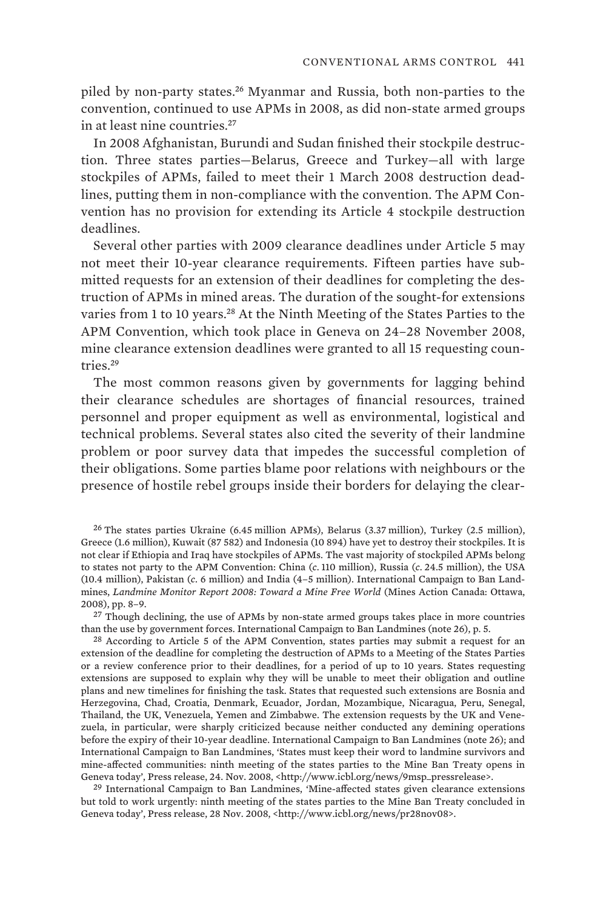piled by non-party states.[26] Myanmar and Russia, both non-parties to the convention, continued to use APMs in 2008, as did non-state armed groups in at least nine countries.[27]

In 2008 Afghanistan, Burundi and Sudan finished their stockpile destruction. Three states parties—Belarus, Greece and Turkey—all with large stockpiles of APMs, failed to meet their 1 March 2008 destruction deadlines, putting them in non-compliance with the convention. The APM Convention has no provision for extending its Article 4 stockpile destruction deadlines.

Several other parties with 2009 clearance deadlines under Article 5 may not meet their 10-year clearance requirements. Fifteen parties have submitted requests for an extension of their deadlines for completing the destruction of APMs in mined areas. The duration of the sought-for extensions varies from 1 to 10 years.[28] At the Ninth Meeting of the States Parties to the APM Convention, which took place in Geneva on 24–28 November 2008, mine clearance extension deadlines were granted to all 15 requesting countries.[29]

The most common reasons given by governments for lagging behind their clearance schedules are shortages of financial resources, trained personnel and proper equipment as well as environmental, logistical and technical problems. Several states also cited the severity of their landmine problem or poor survey data that impedes the successful completion of their obligations. Some parties blame poor relations with neighbours or the presence of hostile rebel groups inside their borders for delaying the clear-

---

[26] The states parties Ukraine (6.45 million APMs), Belarus (3.37 million), Turkey (2.5 million), Greece (1.6 million), Kuwait (87 582) and Indonesia (10 894) have yet to destroy their stockpiles. It is not clear if Ethiopia and Iraq have stockpiles of APMs. The vast majority of stockpiled APMs belong to states not party to the APM Convention: China (*c.* 110 million), Russia (*c.* 24.5 million), the USA (10.4 million), Pakistan (*c.* 6 million) and India (4–5 million). International Campaign to Ban Landmines, *Landmine Monitor Report 2008: Toward a Mine Free World* (Mines Action Canada: Ottawa, 2008), pp. 8–9.

[27] Though declining, the use of APMs by non-state armed groups takes place in more countries than the use by government forces. International Campaign to Ban Landmines (note 26), p. 5.

[28] According to Article 5 of the APM Convention, states parties may submit a request for an extension of the deadline for completing the destruction of APMs to a Meeting of the States Parties or a review conference prior to their deadlines, for a period of up to 10 years. States requesting extensions are supposed to explain why they will be unable to meet their obligation and outline plans and new timelines for finishing the task. States that requested such extensions are Bosnia and Herzegovina, Chad, Croatia, Denmark, Ecuador, Jordan, Mozambique, Nicaragua, Peru, Senegal, Thailand, the UK, Venezuela, Yemen and Zimbabwe. The extension requests by the UK and Venezuela, in particular, were sharply criticized because neither conducted any demining operations before the expiry of their 10-year deadline. International Campaign to Ban Landmines (note 26); and International Campaign to Ban Landmines, 'States must keep their word to landmine survivors and mine-affected communities: ninth meeting of the states parties to the Mine Ban Treaty opens in Geneva today', Press release, 24. Nov. 2008, <http://www.icbl.org/news/9msp_pressrelease>.

[29] International Campaign to Ban Landmines, 'Mine-affected states given clearance extensions but told to work urgently: ninth meeting of the states parties to the Mine Ban Treaty concluded in Geneva today', Press release, 28 Nov. 2008, <http://www.icbl.org/news/pr28nov08>.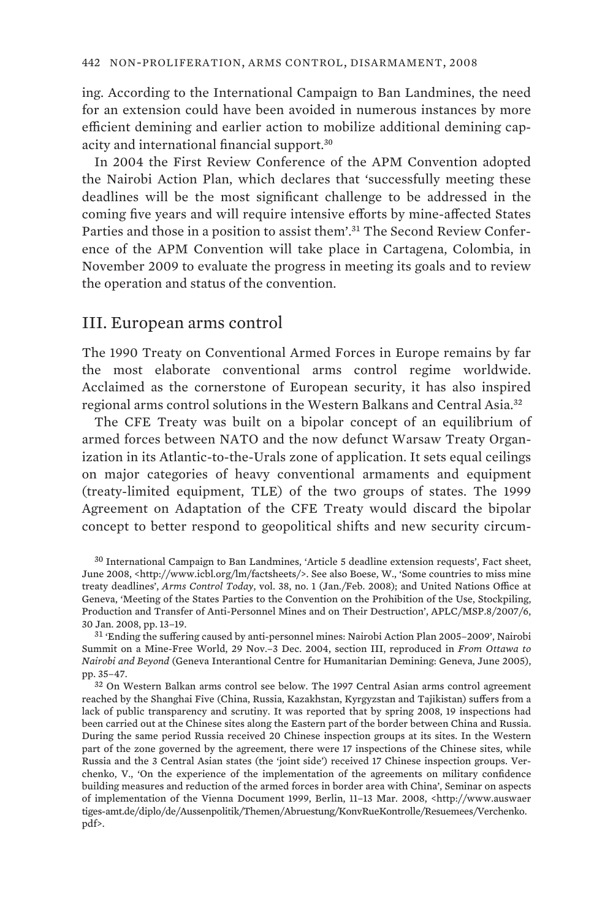ing. According to the International Campaign to Ban Landmines, the need for an extension could have been avoided in numerous instances by more efficient demining and earlier action to mobilize additional demining capacity and international financial support.[30]

In 2004 the First Review Conference of the APM Convention adopted the Nairobi Action Plan, which declares that 'successfully meeting these deadlines will be the most significant challenge to be addressed in the coming five years and will require intensive efforts by mine-affected States Parties and those in a position to assist them'.[31] The Second Review Conference of the APM Convention will take place in Cartagena, Colombia, in November 2009 to evaluate the progress in meeting its goals and to review the operation and status of the convention.

## III. European arms control

The 1990 Treaty on Conventional Armed Forces in Europe remains by far the most elaborate conventional arms control regime worldwide. Acclaimed as the cornerstone of European security, it has also inspired regional arms control solutions in the Western Balkans and Central Asia.[32]

The CFE Treaty was built on a bipolar concept of an equilibrium of armed forces between NATO and the now defunct Warsaw Treaty Organization in its Atlantic-to-the-Urals zone of application. It sets equal ceilings on major categories of heavy conventional armaments and equipment (treaty-limited equipment, TLE) of the two groups of states. The 1999 Agreement on Adaptation of the CFE Treaty would discard the bipolar concept to better respond to geopolitical shifts and new security circum-

[30] International Campaign to Ban Landmines, 'Article 5 deadline extension requests', Fact sheet, June 2008, <http://www.icbl.org/lm/factsheets/>. See also Boese, W., 'Some countries to miss mine treaty deadlines', *Arms Control Today*, vol. 38, no. 1 (Jan./Feb. 2008); and United Nations Office at Geneva, 'Meeting of the States Parties to the Convention on the Prohibition of the Use, Stockpiling, Production and Transfer of Anti-Personnel Mines and on Their Destruction', APLC/MSP.8/2007/6, 30 Jan. 2008, pp. 13–19.

[31] 'Ending the suffering caused by anti-personnel mines: Nairobi Action Plan 2005–2009', Nairobi Summit on a Mine-Free World, 29 Nov.–3 Dec. 2004, section III, reproduced in *From Ottawa to Nairobi and Beyond* (Geneva Interantional Centre for Humanitarian Demining: Geneva, June 2005), pp. 35–47.

[32] On Western Balkan arms control see below. The 1997 Central Asian arms control agreement reached by the Shanghai Five (China, Russia, Kazakhstan, Kyrgyzstan and Tajikistan) suffers from a lack of public transparency and scrutiny. It was reported that by spring 2008, 19 inspections had been carried out at the Chinese sites along the Eastern part of the border between China and Russia. During the same period Russia received 20 Chinese inspection groups at its sites. In the Western part of the zone governed by the agreement, there were 17 inspections of the Chinese sites, while Russia and the 3 Central Asian states (the 'joint side') received 17 Chinese inspection groups. Verchenko, V., 'On the experience of the implementation of the agreements on military confidence building measures and reduction of the armed forces in border area with China', Seminar on aspects of implementation of the Vienna Document 1999, Berlin, 11–13 Mar. 2008, <http://www.auswaertiges-amt.de/diplo/de/Aussenpolitik/Themen/Abruestung/KonvRueKontrolle/Resuemees/Verchenko.pdf>.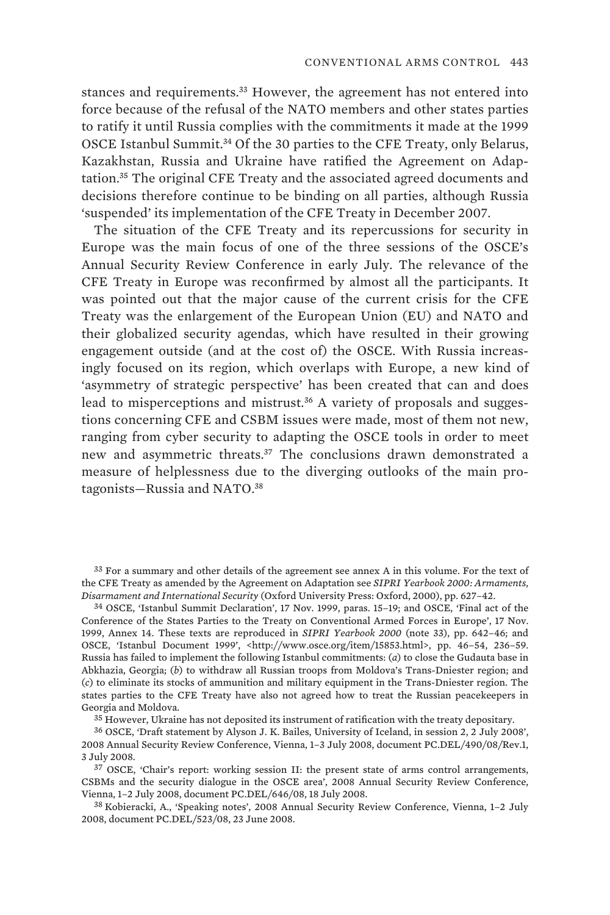stances and requirements.[33] However, the agreement has not entered into force because of the refusal of the NATO members and other states parties to ratify it until Russia complies with the commitments it made at the 1999 OSCE Istanbul Summit.[34] Of the 30 parties to the CFE Treaty, only Belarus, Kazakhstan, Russia and Ukraine have ratified the Agreement on Adaptation.[35] The original CFE Treaty and the associated agreed documents and decisions therefore continue to be binding on all parties, although Russia 'suspended' its implementation of the CFE Treaty in December 2007.

The situation of the CFE Treaty and its repercussions for security in Europe was the main focus of one of the three sessions of the OSCE's Annual Security Review Conference in early July. The relevance of the CFE Treaty in Europe was reconfirmed by almost all the participants. It was pointed out that the major cause of the current crisis for the CFE Treaty was the enlargement of the European Union (EU) and NATO and their globalized security agendas, which have resulted in their growing engagement outside (and at the cost of) the OSCE. With Russia increasingly focused on its region, which overlaps with Europe, a new kind of 'asymmetry of strategic perspective' has been created that can and does lead to misperceptions and mistrust.[36] A variety of proposals and suggestions concerning CFE and CSBM issues were made, most of them not new, ranging from cyber security to adapting the OSCE tools in order to meet new and asymmetric threats.[37] The conclusions drawn demonstrated a measure of helplessness due to the diverging outlooks of the main protagonists—Russia and NATO.[38]

[33] For a summary and other details of the agreement see annex A in this volume. For the text of the CFE Treaty as amended by the Agreement on Adaptation see *SIPRI Yearbook 2000: Armaments, Disarmament and International Security* (Oxford University Press: Oxford, 2000), pp. 627–42.

[34] OSCE, 'Istanbul Summit Declaration', 17 Nov. 1999, paras. 15–19; and OSCE, 'Final act of the Conference of the States Parties to the Treaty on Conventional Armed Forces in Europe', 17 Nov. 1999, Annex 14. These texts are reproduced in *SIPRI Yearbook 2000* (note 33), pp. 642–46; and OSCE, 'Istanbul Document 1999', <http://www.osce.org/item/15853.html>, pp. 46–54, 236–59. Russia has failed to implement the following Istanbul commitments: (*a*) to close the Gudauta base in Abkhazia, Georgia; (*b*) to withdraw all Russian troops from Moldova's Trans-Dniester region; and (*c*) to eliminate its stocks of ammunition and military equipment in the Trans-Dniester region. The states parties to the CFE Treaty have also not agreed how to treat the Russian peacekeepers in Georgia and Moldova.

[35] However, Ukraine has not deposited its instrument of ratification with the treaty depositary.

[36] OSCE, 'Draft statement by Alyson J. K. Bailes, University of Iceland, in session 2, 2 July 2008', 2008 Annual Security Review Conference, Vienna, 1–3 July 2008, document PC.DEL/490/08/Rev.1, 3 July 2008.

[37] OSCE, 'Chair's report: working session II: the present state of arms control arrangements, CSBMs and the security dialogue in the OSCE area', 2008 Annual Security Review Conference, Vienna, 1–2 July 2008, document PC.DEL/646/08, 18 July 2008.

[38] Kobieracki, A., 'Speaking notes', 2008 Annual Security Review Conference, Vienna, 1–2 July 2008, document PC.DEL/523/08, 23 June 2008.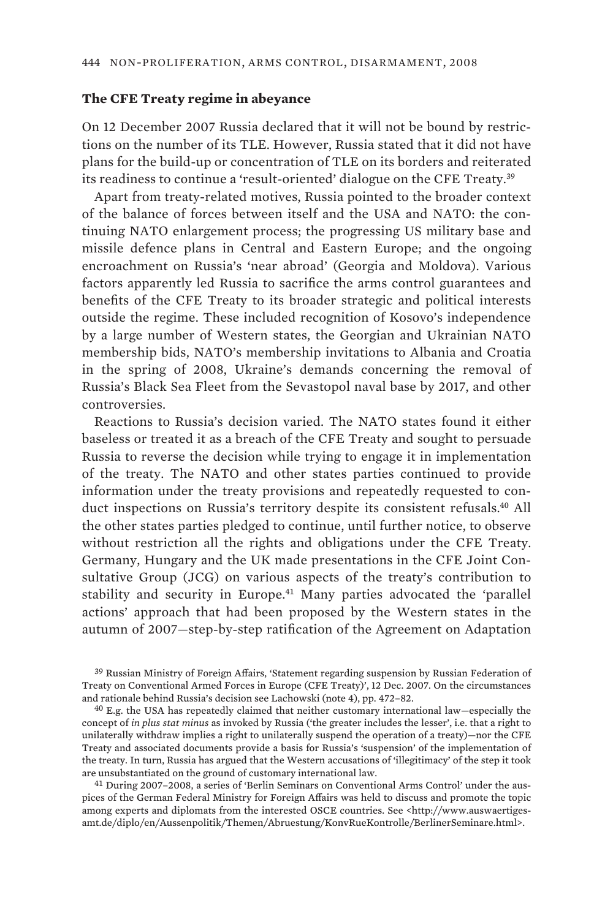## The CFE Treaty regime in abeyance

On 12 December 2007 Russia declared that it will not be bound by restrictions on the number of its TLE. However, Russia stated that it did not have plans for the build-up or concentration of TLE on its borders and reiterated its readiness to continue a 'result-oriented' dialogue on the CFE Treaty.[39]

Apart from treaty-related motives, Russia pointed to the broader context of the balance of forces between itself and the USA and NATO: the continuing NATO enlargement process; the progressing US military base and missile defence plans in Central and Eastern Europe; and the ongoing encroachment on Russia's 'near abroad' (Georgia and Moldova). Various factors apparently led Russia to sacrifice the arms control guarantees and benefits of the CFE Treaty to its broader strategic and political interests outside the regime. These included recognition of Kosovo's independence by a large number of Western states, the Georgian and Ukrainian NATO membership bids, NATO's membership invitations to Albania and Croatia in the spring of 2008, Ukraine's demands concerning the removal of Russia's Black Sea Fleet from the Sevastopol naval base by 2017, and other controversies.

Reactions to Russia's decision varied. The NATO states found it either baseless or treated it as a breach of the CFE Treaty and sought to persuade Russia to reverse the decision while trying to engage it in implementation of the treaty. The NATO and other states parties continued to provide information under the treaty provisions and repeatedly requested to conduct inspections on Russia's territory despite its consistent refusals.[40] All the other states parties pledged to continue, until further notice, to observe without restriction all the rights and obligations under the CFE Treaty. Germany, Hungary and the UK made presentations in the CFE Joint Consultative Group (JCG) on various aspects of the treaty's contribution to stability and security in Europe.[41] Many parties advocated the 'parallel actions' approach that had been proposed by the Western states in the autumn of 2007—step-by-step ratification of the Agreement on Adaptation

[39] Russian Ministry of Foreign Affairs, 'Statement regarding suspension by Russian Federation of Treaty on Conventional Armed Forces in Europe (CFE Treaty)', 12 Dec. 2007. On the circumstances and rationale behind Russia's decision see Lachowski (note 4), pp. 472–82.

[40] E.g. the USA has repeatedly claimed that neither customary international law—especially the concept of *in plus stat minus* as invoked by Russia ('the greater includes the lesser', i.e. that a right to unilaterally withdraw implies a right to unilaterally suspend the operation of a treaty)—nor the CFE Treaty and associated documents provide a basis for Russia's 'suspension' of the implementation of the treaty. In turn, Russia has argued that the Western accusations of 'illegitimacy' of the step it took are unsubstantiated on the ground of customary international law.

[41] During 2007–2008, a series of 'Berlin Seminars on Conventional Arms Control' under the auspices of the German Federal Ministry for Foreign Affairs was held to discuss and promote the topic among experts and diplomats from the interested OSCE countries. See <http://www.auswaertiges-amt.de/diplo/en/Aussenpolitik/Themen/Abruestung/KonvRueKontrolle/BerlinerSeminare.html>.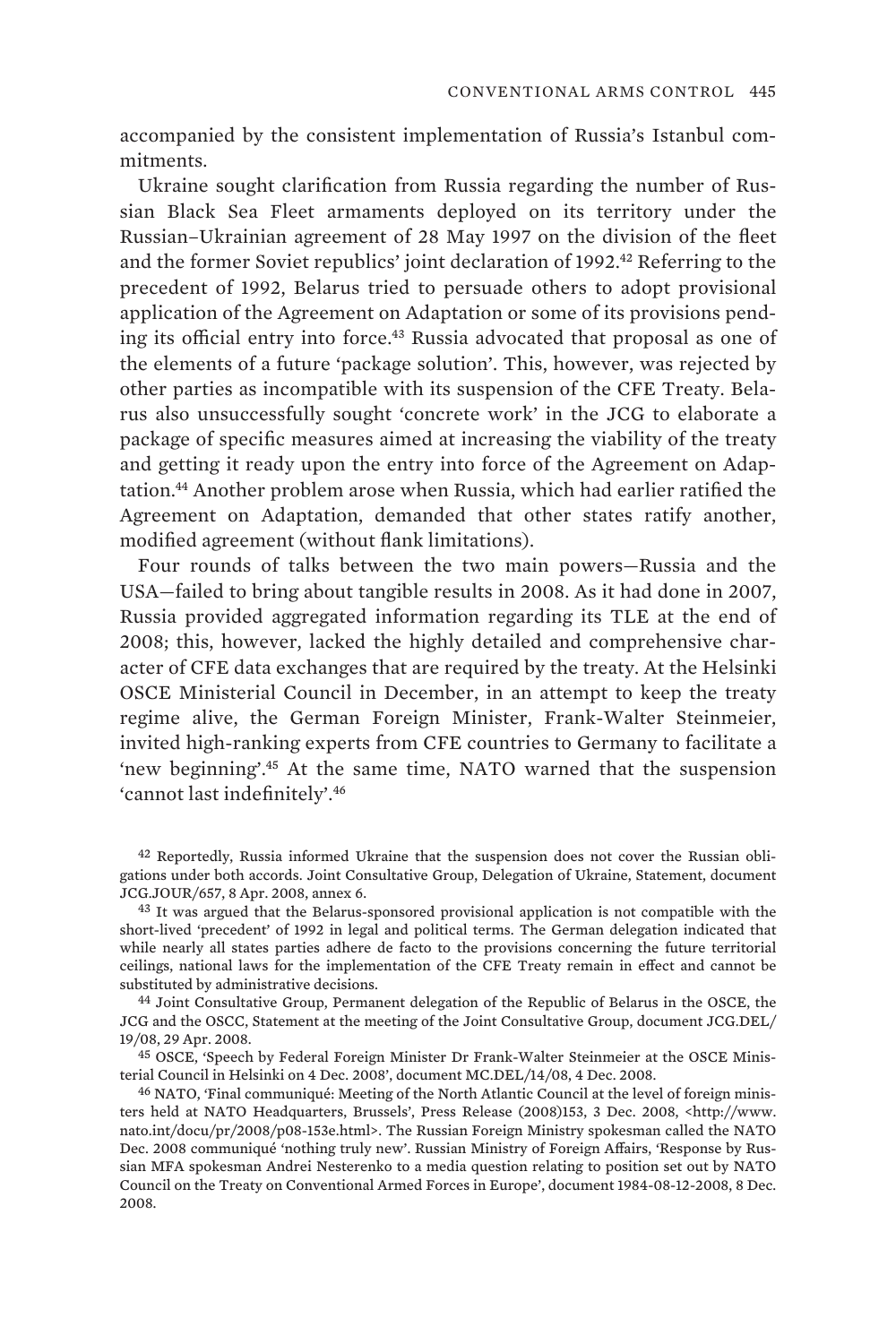accompanied by the consistent implementation of Russia's Istanbul commitments.

Ukraine sought clarification from Russia regarding the number of Russian Black Sea Fleet armaments deployed on its territory under the Russian–Ukrainian agreement of 28 May 1997 on the division of the fleet and the former Soviet republics' joint declaration of 1992.[42] Referring to the precedent of 1992, Belarus tried to persuade others to adopt provisional application of the Agreement on Adaptation or some of its provisions pending its official entry into force.[43] Russia advocated that proposal as one of the elements of a future 'package solution'. This, however, was rejected by other parties as incompatible with its suspension of the CFE Treaty. Belarus also unsuccessfully sought 'concrete work' in the JCG to elaborate a package of specific measures aimed at increasing the viability of the treaty and getting it ready upon the entry into force of the Agreement on Adaptation.[44] Another problem arose when Russia, which had earlier ratified the Agreement on Adaptation, demanded that other states ratify another, modified agreement (without flank limitations).

Four rounds of talks between the two main powers—Russia and the USA—failed to bring about tangible results in 2008. As it had done in 2007, Russia provided aggregated information regarding its TLE at the end of 2008; this, however, lacked the highly detailed and comprehensive character of CFE data exchanges that are required by the treaty. At the Helsinki OSCE Ministerial Council in December, in an attempt to keep the treaty regime alive, the German Foreign Minister, Frank-Walter Steinmeier, invited high-ranking experts from CFE countries to Germany to facilitate a 'new beginning'.[45] At the same time, NATO warned that the suspension 'cannot last indefinitely'.[46]

[42] Reportedly, Russia informed Ukraine that the suspension does not cover the Russian obligations under both accords. Joint Consultative Group, Delegation of Ukraine, Statement, document JCG.JOUR/657, 8 Apr. 2008, annex 6.

[43] It was argued that the Belarus-sponsored provisional application is not compatible with the short-lived 'precedent' of 1992 in legal and political terms. The German delegation indicated that while nearly all states parties adhere de facto to the provisions concerning the future territorial ceilings, national laws for the implementation of the CFE Treaty remain in effect and cannot be substituted by administrative decisions.

[44] Joint Consultative Group, Permanent delegation of the Republic of Belarus in the OSCE, the JCG and the OSCC, Statement at the meeting of the Joint Consultative Group, document JCG.DEL/19/08, 29 Apr. 2008.

[45] OSCE, 'Speech by Federal Foreign Minister Dr Frank-Walter Steinmeier at the OSCE Ministerial Council in Helsinki on 4 Dec. 2008', document MC.DEL/14/08, 4 Dec. 2008.

[46] NATO, 'Final communiqué: Meeting of the North Atlantic Council at the level of foreign ministers held at NATO Headquarters, Brussels', Press Release (2008)153, 3 Dec. 2008, <http://www.nato.int/docu/pr/2008/p08-153e.html>. The Russian Foreign Ministry spokesman called the NATO Dec. 2008 communiqué 'nothing truly new'. Russian Ministry of Foreign Affairs, 'Response by Russian MFA spokesman Andrei Nesterenko to a media question relating to position set out by NATO Council on the Treaty on Conventional Armed Forces in Europe', document 1984-08-12-2008, 8 Dec. 2008.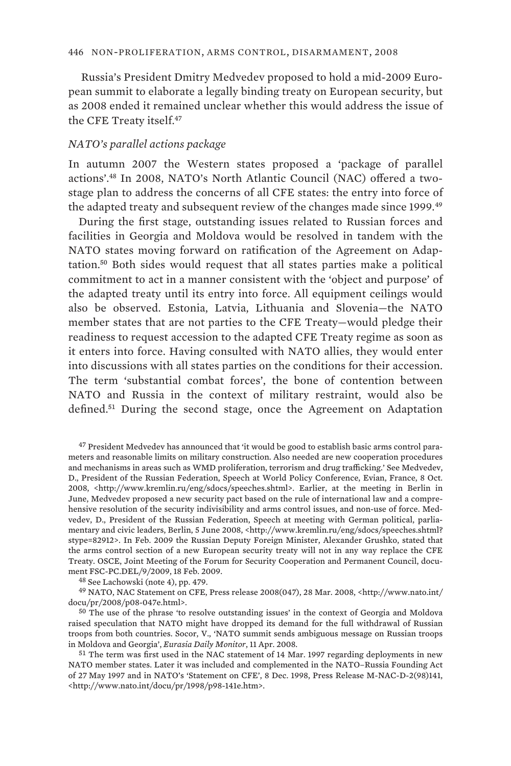Russia's President Dmitry Medvedev proposed to hold a mid-2009 European summit to elaborate a legally binding treaty on European security, but as 2008 ended it remained unclear whether this would address the issue of the CFE Treaty itself.[47]

### *NATO's parallel actions package*

In autumn 2007 the Western states proposed a 'package of parallel actions'.[48] In 2008, NATO's North Atlantic Council (NAC) offered a two-stage plan to address the concerns of all CFE states: the entry into force of the adapted treaty and subsequent review of the changes made since 1999.[49]

During the first stage, outstanding issues related to Russian forces and facilities in Georgia and Moldova would be resolved in tandem with the NATO states moving forward on ratification of the Agreement on Adaptation.[50] Both sides would request that all states parties make a political commitment to act in a manner consistent with the 'object and purpose' of the adapted treaty until its entry into force. All equipment ceilings would also be observed. Estonia, Latvia, Lithuania and Slovenia—the NATO member states that are not parties to the CFE Treaty—would pledge their readiness to request accession to the adapted CFE Treaty regime as soon as it enters into force. Having consulted with NATO allies, they would enter into discussions with all states parties on the conditions for their accession. The term 'substantial combat forces', the bone of contention between NATO and Russia in the context of military restraint, would also be defined.[51] During the second stage, once the Agreement on Adaptation

---

[47] President Medvedev has announced that 'it would be good to establish basic arms control parameters and reasonable limits on military construction. Also needed are new cooperation procedures and mechanisms in areas such as WMD proliferation, terrorism and drug trafficking.' See Medvedev, D., President of the Russian Federation, Speech at World Policy Conference, Evian, France, 8 Oct. 2008, <http://www.kremlin.ru/eng/sdocs/speeches.shtml>. Earlier, at the meeting in Berlin in June, Medvedev proposed a new security pact based on the rule of international law and a comprehensive resolution of the security indivisibility and arms control issues, and non-use of force. Medvedev, D., President of the Russian Federation, Speech at meeting with German political, parliamentary and civic leaders, Berlin, 5 June 2008, <http://www.kremlin.ru/eng/sdocs/speeches.shtml?stype=82912>. In Feb. 2009 the Russian Deputy Foreign Minister, Alexander Grushko, stated that the arms control section of a new European security treaty will not in any way replace the CFE Treaty. OSCE, Joint Meeting of the Forum for Security Cooperation and Permanent Council, document FSC-PC.DEL/9/2009, 18 Feb. 2009.

[48] See Lachowski (note 4), pp. 479.

[49] NATO, NAC Statement on CFE, Press release 2008(047), 28 Mar. 2008, <http://www.nato.int/docu/pr/2008/p08-047e.html>.

[50] The use of the phrase 'to resolve outstanding issues' in the context of Georgia and Moldova raised speculation that NATO might have dropped its demand for the full withdrawal of Russian troops from both countries. Socor, V., 'NATO summit sends ambiguous message on Russian troops in Moldova and Georgia', *Eurasia Daily Monitor*, 11 Apr. 2008.

[51] The term was first used in the NAC statement of 14 Mar. 1997 regarding deployments in new NATO member states. Later it was included and complemented in the NATO–Russia Founding Act of 27 May 1997 and in NATO's 'Statement on CFE', 8 Dec. 1998, Press Release M-NAC-D-2(98)141, <http://www.nato.int/docu/pr/1998/p98-141e.htm>.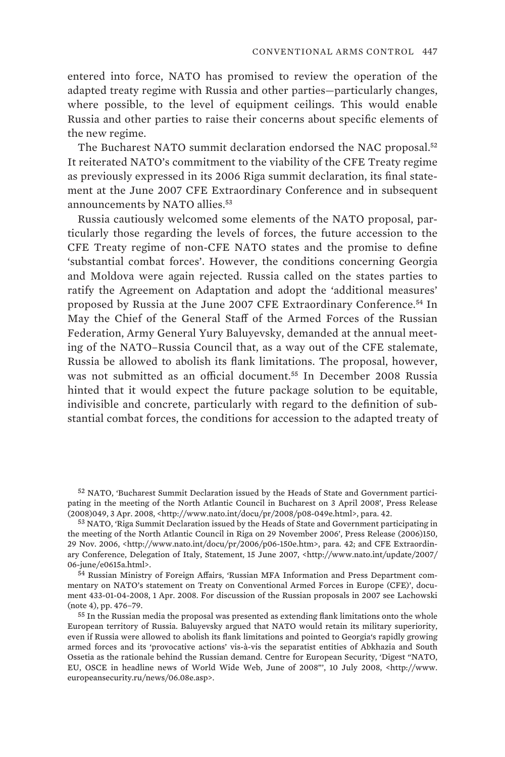entered into force, NATO has promised to review the operation of the adapted treaty regime with Russia and other parties—particularly changes, where possible, to the level of equipment ceilings. This would enable Russia and other parties to raise their concerns about specific elements of the new regime.

The Bucharest NATO summit declaration endorsed the NAC proposal.[52] It reiterated NATO's commitment to the viability of the CFE Treaty regime as previously expressed in its 2006 Riga summit declaration, its final statement at the June 2007 CFE Extraordinary Conference and in subsequent announcements by NATO allies.[53]

Russia cautiously welcomed some elements of the NATO proposal, particularly those regarding the levels of forces, the future accession to the CFE Treaty regime of non-CFE NATO states and the promise to define 'substantial combat forces'. However, the conditions concerning Georgia and Moldova were again rejected. Russia called on the states parties to ratify the Agreement on Adaptation and adopt the 'additional measures' proposed by Russia at the June 2007 CFE Extraordinary Conference.[54] In May the Chief of the General Staff of the Armed Forces of the Russian Federation, Army General Yury Baluyevsky, demanded at the annual meeting of the NATO–Russia Council that, as a way out of the CFE stalemate, Russia be allowed to abolish its flank limitations. The proposal, however, was not submitted as an official document.[55] In December 2008 Russia hinted that it would expect the future package solution to be equitable, indivisible and concrete, particularly with regard to the definition of substantial combat forces, the conditions for accession to the adapted treaty of

---

[52] NATO, 'Bucharest Summit Declaration issued by the Heads of State and Government participating in the meeting of the North Atlantic Council in Bucharest on 3 April 2008', Press Release (2008)049, 3 Apr. 2008, <http://www.nato.int/docu/pr/2008/p08-049e.html>, para. 42.

[53] NATO, 'Riga Summit Declaration issued by the Heads of State and Government participating in the meeting of the North Atlantic Council in Riga on 29 November 2006', Press Release (2006)150, 29 Nov. 2006, <http://www.nato.int/docu/pr/2006/p06-150e.htm>, para. 42; and CFE Extraordinary Conference, Delegation of Italy, Statement, 15 June 2007, <http://www.nato.int/update/2007/06-june/e0615a.html>.

[54] Russian Ministry of Foreign Affairs, 'Russian MFA Information and Press Department commentary on NATO's statement on Treaty on Conventional Armed Forces in Europe (CFE)', document 433-01-04-2008, 1 Apr. 2008. For discussion of the Russian proposals in 2007 see Lachowski (note 4), pp. 476–79.

[55] In the Russian media the proposal was presented as extending flank limitations onto the whole European territory of Russia. Baluyevsky argued that NATO would retain its military superiority, even if Russia were allowed to abolish its flank limitations and pointed to Georgia's rapidly growing armed forces and its 'provocative actions' vis-à-vis the separatist entities of Abkhazia and South Ossetia as the rationale behind the Russian demand. Centre for European Security, 'Digest "NATO, EU, OSCE in headline news of World Wide Web, June of 2008"', 10 July 2008, <http://www.europeansecurity.ru/news/06.08e.asp>.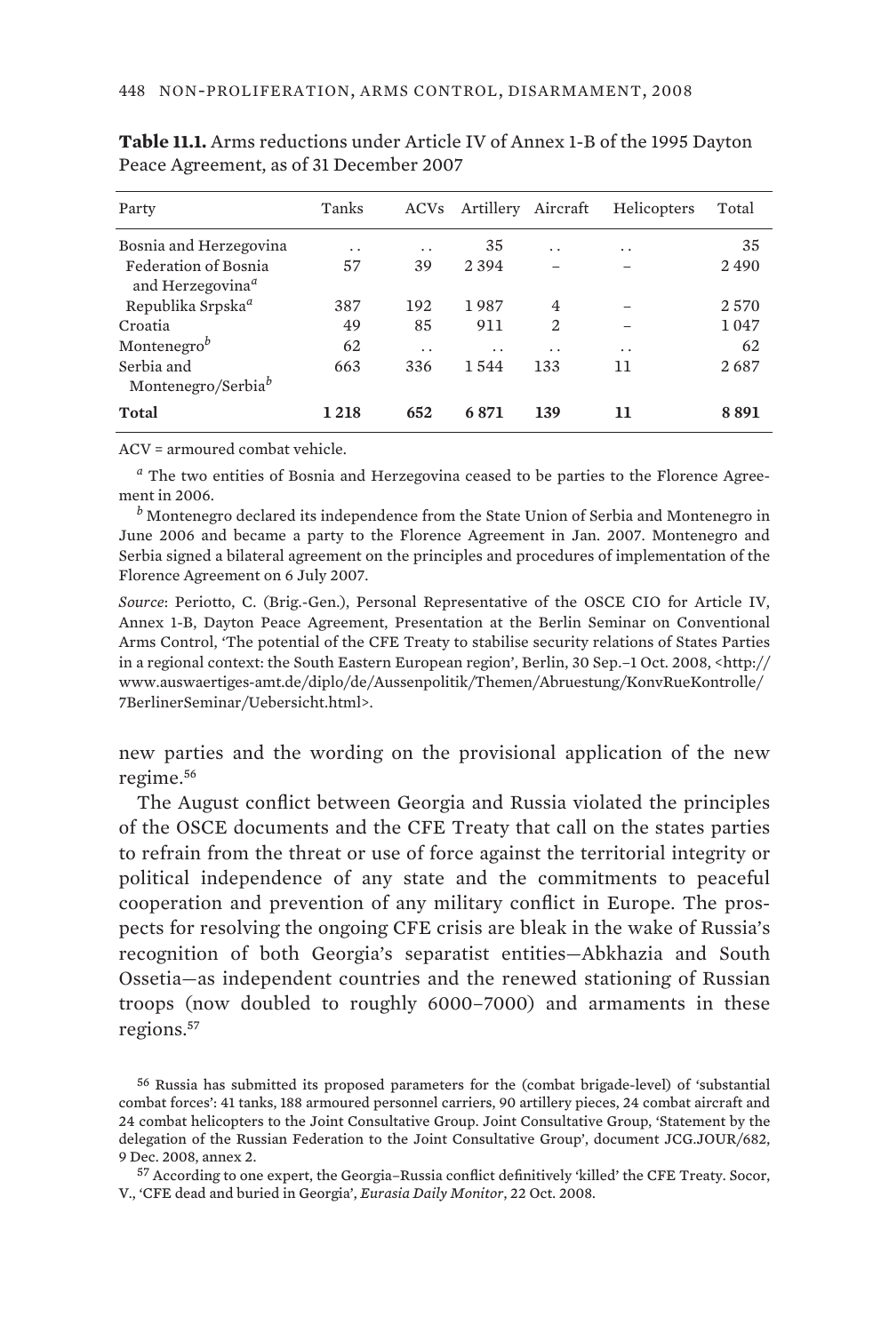**Table 11.1.** Arms reductions under Article IV of Annex 1-B of the 1995 Dayton Peace Agreement, as of 31 December 2007

| Party | Tanks | ACVs | Artillery | Aircraft | Helicopters | Total |
|---|---|---|---|---|---|---|
| Bosnia and Herzegovina | . . | . . | 35 | . . | . . | 35 |
| Federation of Bosnia and Herzegovina[a] | 57 | 39 | 2 394 | – | – | 2 490 |
| Republika Srpska[a] | 387 | 192 | 1 987 | 4 | – | 2 570 |
| Croatia | 49 | 85 | 911 | 2 | – | 1 047 |
| Montenegro[b] | 62 | . . | . . | . . | . . | 62 |
| Serbia and Montenegro/Serbia[b] | 663 | 336 | 1 544 | 133 | 11 | 2 687 |
| **Total** | **1 218** | **652** | **6 871** | **139** | **11** | **8 891** |

ACV = armoured combat vehicle.

[a] The two entities of Bosnia and Herzegovina ceased to be parties to the Florence Agreement in 2006.

[b] Montenegro declared its independence from the State Union of Serbia and Montenegro in June 2006 and became a party to the Florence Agreement in Jan. 2007. Montenegro and Serbia signed a bilateral agreement on the principles and procedures of implementation of the Florence Agreement on 6 July 2007.

*Source*: Periotto, C. (Brig.-Gen.), Personal Representative of the OSCE CIO for Article IV, Annex 1-B, Dayton Peace Agreement, Presentation at the Berlin Seminar on Conventional Arms Control, 'The potential of the CFE Treaty to stabilise security relations of States Parties in a regional context: the South Eastern European region', Berlin, 30 Sep.–1 Oct. 2008, <http://www.auswaertiges-amt.de/diplo/de/Aussenpolitik/Themen/Abruestung/KonvRueKontrolle/7BerlinerSeminar/Uebersicht.html>.

new parties and the wording on the provisional application of the new regime.[56]

The August conflict between Georgia and Russia violated the principles of the OSCE documents and the CFE Treaty that call on the states parties to refrain from the threat or use of force against the territorial integrity or political independence of any state and the commitments to peaceful cooperation and prevention of any military conflict in Europe. The prospects for resolving the ongoing CFE crisis are bleak in the wake of Russia's recognition of both Georgia's separatist entities—Abkhazia and South Ossetia—as independent countries and the renewed stationing of Russian troops (now doubled to roughly 6000–7000) and armaments in these regions.[57]

[56] Russia has submitted its proposed parameters for the (combat brigade-level) of 'substantial combat forces': 41 tanks, 188 armoured personnel carriers, 90 artillery pieces, 24 combat aircraft and 24 combat helicopters to the Joint Consultative Group. Joint Consultative Group, 'Statement by the delegation of the Russian Federation to the Joint Consultative Group', document JCG.JOUR/682, 9 Dec. 2008, annex 2.

[57] According to one expert, the Georgia–Russia conflict definitively 'killed' the CFE Treaty. Socor, V., 'CFE dead and buried in Georgia', *Eurasia Daily Monitor*, 22 Oct. 2008.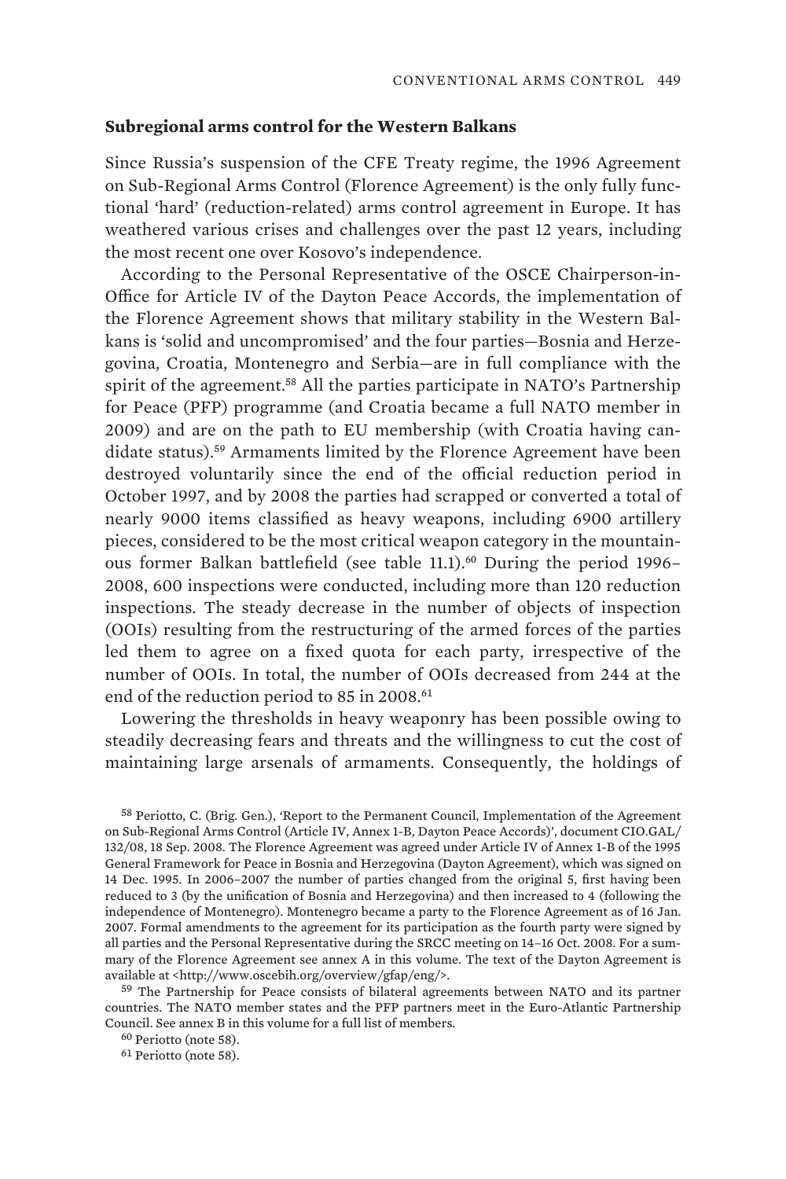### Subregional arms control for the Western Balkans

Since Russia's suspension of the CFE Treaty regime, the 1996 Agreement on Sub-Regional Arms Control (Florence Agreement) is the only fully functional 'hard' (reduction-related) arms control agreement in Europe. It has weathered various crises and challenges over the past 12 years, including the most recent one over Kosovo's independence.

According to the Personal Representative of the OSCE Chairperson-in-Office for Article IV of the Dayton Peace Accords, the implementation of the Florence Agreement shows that military stability in the Western Balkans is 'solid and uncompromised' and the four parties—Bosnia and Herzegovina, Croatia, Montenegro and Serbia—are in full compliance with the spirit of the agreement.[58] All the parties participate in NATO's Partnership for Peace (PFP) programme (and Croatia became a full NATO member in 2009) and are on the path to EU membership (with Croatia having candidate status).[59] Armaments limited by the Florence Agreement have been destroyed voluntarily since the end of the official reduction period in October 1997, and by 2008 the parties had scrapped or converted a total of nearly 9000 items classified as heavy weapons, including 6900 artillery pieces, considered to be the most critical weapon category in the mountainous former Balkan battlefield (see table 11.1).[60] During the period 1996–2008, 600 inspections were conducted, including more than 120 reduction inspections. The steady decrease in the number of objects of inspection (OOIs) resulting from the restructuring of the armed forces of the parties led them to agree on a fixed quota for each party, irrespective of the number of OOIs. In total, the number of OOIs decreased from 244 at the end of the reduction period to 85 in 2008.[61]

Lowering the thresholds in heavy weaponry has been possible owing to steadily decreasing fears and threats and the willingness to cut the cost of maintaining large arsenals of armaments. Consequently, the holdings of

[58] Periotto, C. (Brig. Gen.), 'Report to the Permanent Council, Implementation of the Agreement on Sub-Regional Arms Control (Article IV, Annex 1-B, Dayton Peace Accords)', document CIO.GAL/132/08, 18 Sep. 2008. The Florence Agreement was agreed under Article IV of Annex 1-B of the 1995 General Framework for Peace in Bosnia and Herzegovina (Dayton Agreement), which was signed on 14 Dec. 1995. In 2006–2007 the number of parties changed from the original 5, first having been reduced to 3 (by the unification of Bosnia and Herzegovina) and then increased to 4 (following the independence of Montenegro). Montenegro became a party to the Florence Agreement as of 16 Jan. 2007. Formal amendments to the agreement for its participation as the fourth party were signed by all parties and the Personal Representative during the SRCC meeting on 14–16 Oct. 2008. For a summary of the Florence Agreement see annex A in this volume. The text of the Dayton Agreement is available at <http://www.oscebih.org/overview/gfap/eng/>.

[59] The Partnership for Peace consists of bilateral agreements between NATO and its partner countries. The NATO member states and the PFP partners meet in the Euro-Atlantic Partnership Council. See annex B in this volume for a full list of members.

[60] Periotto (note 58).

[61] Periotto (note 58).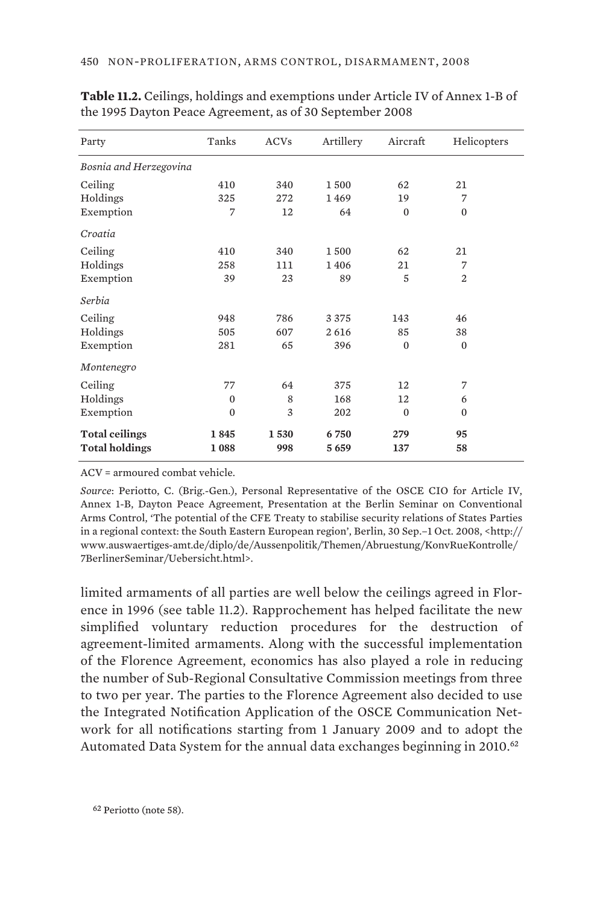**Table 11.2.** Ceilings, holdings and exemptions under Article IV of Annex 1-B of the 1995 Dayton Peace Agreement, as of 30 September 2008

| Party | Tanks | ACVs | Artillery | Aircraft | Helicopters |
|---|---|---|---|---|---|
| *Bosnia and Herzegovina* | | | | | |
| Ceiling | 410 | 340 | 1 500 | 62 | 21 |
| Holdings | 325 | 272 | 1 469 | 19 | 7 |
| Exemption | 7 | 12 | 64 | 0 | 0 |
| *Croatia* | | | | | |
| Ceiling | 410 | 340 | 1 500 | 62 | 21 |
| Holdings | 258 | 111 | 1 406 | 21 | 7 |
| Exemption | 39 | 23 | 89 | 5 | 2 |
| *Serbia* | | | | | |
| Ceiling | 948 | 786 | 3 375 | 143 | 46 |
| Holdings | 505 | 607 | 2 616 | 85 | 38 |
| Exemption | 281 | 65 | 396 | 0 | 0 |
| *Montenegro* | | | | | |
| Ceiling | 77 | 64 | 375 | 12 | 7 |
| Holdings | 0 | 8 | 168 | 12 | 6 |
| Exemption | 0 | 3 | 202 | 0 | 0 |
| **Total ceilings** | **1 845** | **1 530** | **6 750** | **279** | **95** |
| **Total holdings** | **1 088** | **998** | **5 659** | **137** | **58** |

ACV = armoured combat vehicle.

*Source*: Periotto, C. (Brig.-Gen.), Personal Representative of the OSCE CIO for Article IV, Annex 1-B, Dayton Peace Agreement, Presentation at the Berlin Seminar on Conventional Arms Control, 'The potential of the CFE Treaty to stabilise security relations of States Parties in a regional context: the South Eastern European region', Berlin, 30 Sep.–1 Oct. 2008, <http://www.auswaertiges-amt.de/diplo/de/Aussenpolitik/Themen/Abruestung/KonvRueKontrolle/7BerlinerSeminar/Uebersicht.html>.

limited armaments of all parties are well below the ceilings agreed in Florence in 1996 (see table 11.2). Rapprochement has helped facilitate the new simplified voluntary reduction procedures for the destruction of agreement-limited armaments. Along with the successful implementation of the Florence Agreement, economics has also played a role in reducing the number of Sub-Regional Consultative Commission meetings from three to two per year. The parties to the Florence Agreement also decided to use the Integrated Notification Application of the OSCE Communication Network for all notifications starting from 1 January 2009 and to adopt the Automated Data System for the annual data exchanges beginning in 2010.[62]

[62] Periotto (note 58).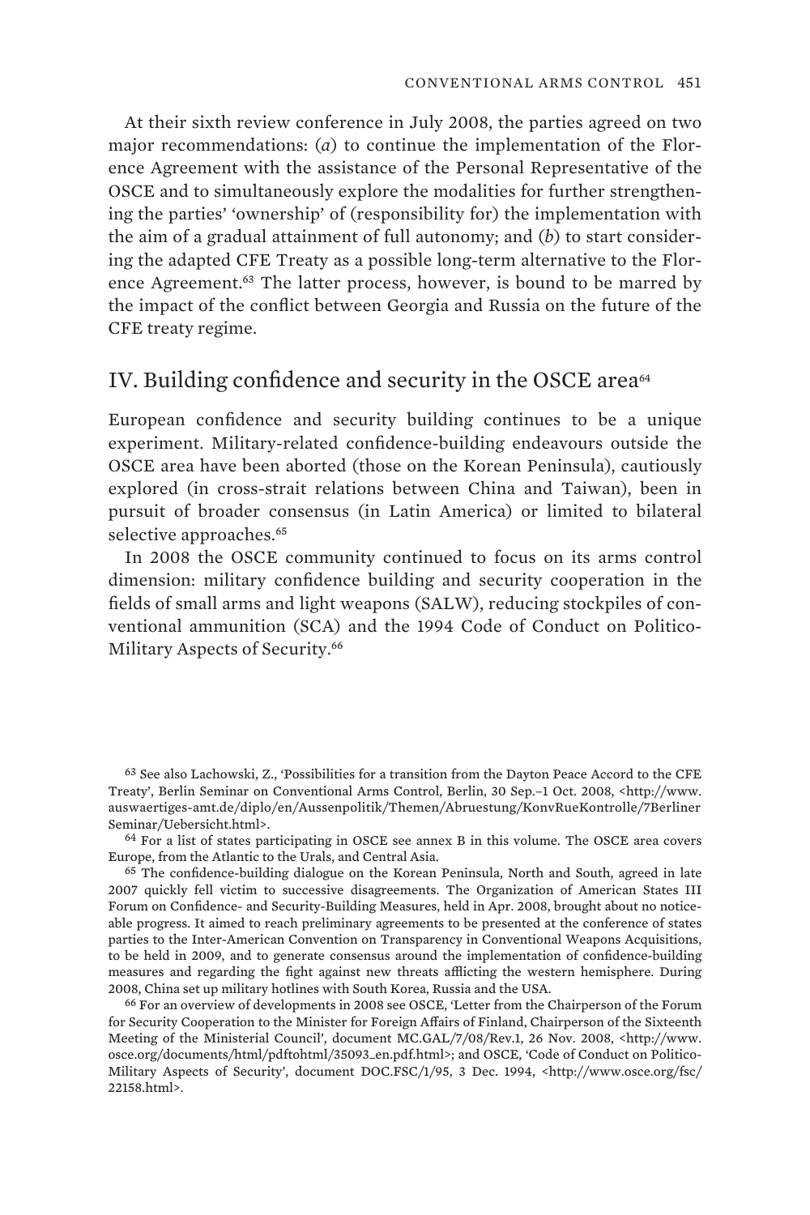At their sixth review conference in July 2008, the parties agreed on two major recommendations: (*a*) to continue the implementation of the Florence Agreement with the assistance of the Personal Representative of the OSCE and to simultaneously explore the modalities for further strengthening the parties' 'ownership' of (responsibility for) the implementation with the aim of a gradual attainment of full autonomy; and (*b*) to start considering the adapted CFE Treaty as a possible long-term alternative to the Florence Agreement.[63] The latter process, however, is bound to be marred by the impact of the conflict between Georgia and Russia on the future of the CFE treaty regime.

## IV. Building confidence and security in the OSCE area[64]

European confidence and security building continues to be a unique experiment. Military-related confidence-building endeavours outside the OSCE area have been aborted (those on the Korean Peninsula), cautiously explored (in cross-strait relations between China and Taiwan), been in pursuit of broader consensus (in Latin America) or limited to bilateral selective approaches.[65]

In 2008 the OSCE community continued to focus on its arms control dimension: military confidence building and security cooperation in the fields of small arms and light weapons (SALW), reducing stockpiles of conventional ammunition (SCA) and the 1994 Code of Conduct on Politico-Military Aspects of Security.[66]

---

[63] See also Lachowski, Z., 'Possibilities for a transition from the Dayton Peace Accord to the CFE Treaty', Berlin Seminar on Conventional Arms Control, Berlin, 30 Sep.–1 Oct. 2008, <http://www.auswaertiges-amt.de/diplo/en/Aussenpolitik/Themen/Abruestung/KonvRueKontrolle/7BerlinerSeminar/Uebersicht.html>.

[64] For a list of states participating in OSCE see annex B in this volume. The OSCE area covers Europe, from the Atlantic to the Urals, and Central Asia.

[65] The confidence-building dialogue on the Korean Peninsula, North and South, agreed in late 2007 quickly fell victim to successive disagreements. The Organization of American States III Forum on Confidence- and Security-Building Measures, held in Apr. 2008, brought about no noticeable progress. It aimed to reach preliminary agreements to be presented at the conference of states parties to the Inter-American Convention on Transparency in Conventional Weapons Acquisitions, to be held in 2009, and to generate consensus around the implementation of confidence-building measures and regarding the fight against new threats afflicting the western hemisphere. During 2008, China set up military hotlines with South Korea, Russia and the USA.

[66] For an overview of developments in 2008 see OSCE, 'Letter from the Chairperson of the Forum for Security Cooperation to the Minister for Foreign Affairs of Finland, Chairperson of the Sixteenth Meeting of the Ministerial Council', document MC.GAL/7/08/Rev.1, 26 Nov. 2008, <http://www.osce.org/documents/html/pdftohtml/35093_en.pdf.html>; and OSCE, 'Code of Conduct on Politico-Military Aspects of Security', document DOC.FSC/1/95, 3 Dec. 1994, <http://www.osce.org/fsc/22158.html>.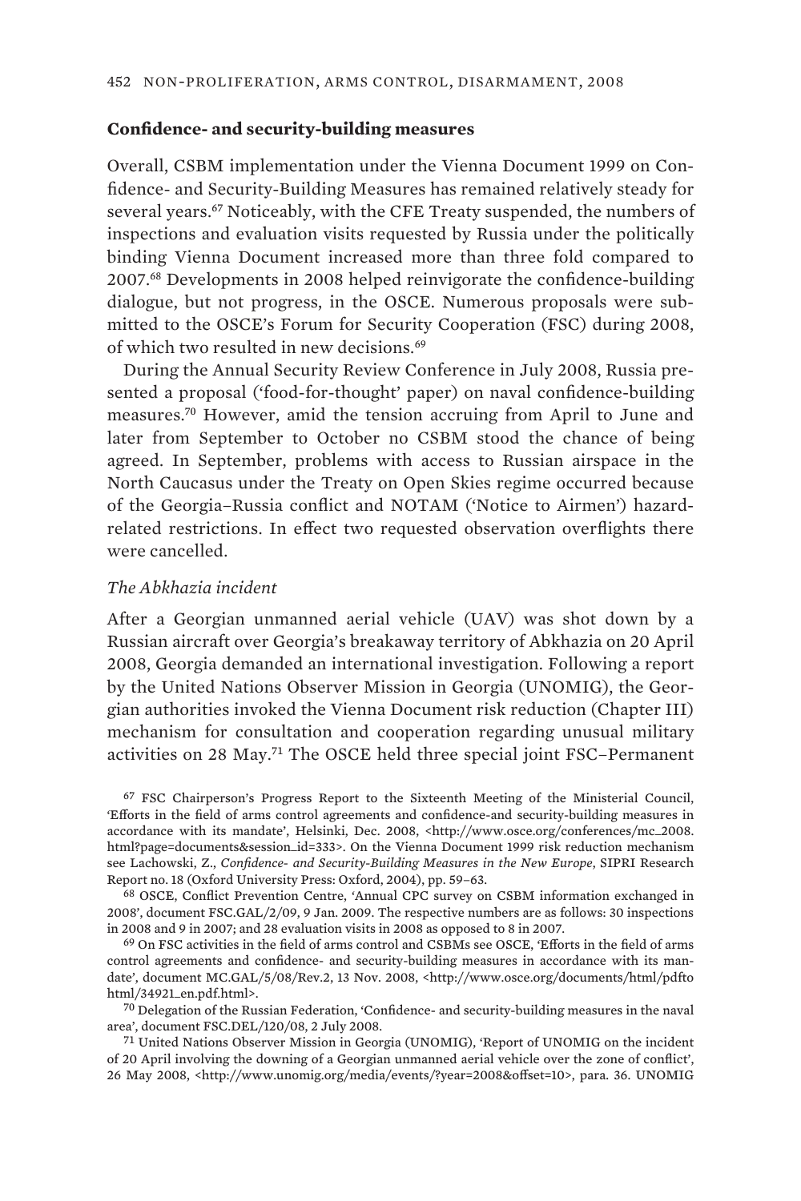## Confidence- and security-building measures

Overall, CSBM implementation under the Vienna Document 1999 on Confidence- and Security-Building Measures has remained relatively steady for several years.[67] Noticeably, with the CFE Treaty suspended, the numbers of inspections and evaluation visits requested by Russia under the politically binding Vienna Document increased more than three fold compared to 2007.[68] Developments in 2008 helped reinvigorate the confidence-building dialogue, but not progress, in the OSCE. Numerous proposals were submitted to the OSCE's Forum for Security Cooperation (FSC) during 2008, of which two resulted in new decisions.[69]

During the Annual Security Review Conference in July 2008, Russia presented a proposal ('food-for-thought' paper) on naval confidence-building measures.[70] However, amid the tension accruing from April to June and later from September to October no CSBM stood the chance of being agreed. In September, problems with access to Russian airspace in the North Caucasus under the Treaty on Open Skies regime occurred because of the Georgia–Russia conflict and NOTAM ('Notice to Airmen') hazard-related restrictions. In effect two requested observation overflights there were cancelled.

### *The Abkhazia incident*

After a Georgian unmanned aerial vehicle (UAV) was shot down by a Russian aircraft over Georgia's breakaway territory of Abkhazia on 20 April 2008, Georgia demanded an international investigation. Following a report by the United Nations Observer Mission in Georgia (UNOMIG), the Georgian authorities invoked the Vienna Document risk reduction (Chapter III) mechanism for consultation and cooperation regarding unusual military activities on 28 May.[71] The OSCE held three special joint FSC–Permanent

[67] FSC Chairperson's Progress Report to the Sixteenth Meeting of the Ministerial Council, 'Efforts in the field of arms control agreements and confidence-and security-building measures in accordance with its mandate', Helsinki, Dec. 2008, <http://www.osce.org/conferences/mc_2008.html?page=documents&session_id=333>. On the Vienna Document 1999 risk reduction mechanism see Lachowski, Z., *Confidence- and Security-Building Measures in the New Europe*, SIPRI Research Report no. 18 (Oxford University Press: Oxford, 2004), pp. 59–63.

[68] OSCE, Conflict Prevention Centre, 'Annual CPC survey on CSBM information exchanged in 2008', document FSC.GAL/2/09, 9 Jan. 2009. The respective numbers are as follows: 30 inspections in 2008 and 9 in 2007; and 28 evaluation visits in 2008 as opposed to 8 in 2007.

[69] On FSC activities in the field of arms control and CSBMs see OSCE, 'Efforts in the field of arms control agreements and confidence- and security-building measures in accordance with its mandate', document MC.GAL/5/08/Rev.2, 13 Nov. 2008, <http://www.osce.org/documents/html/pdftohtml/34921_en.pdf.html>.

[70] Delegation of the Russian Federation, 'Confidence- and security-building measures in the naval area', document FSC.DEL/120/08, 2 July 2008.

[71] United Nations Observer Mission in Georgia (UNOMIG), 'Report of UNOMIG on the incident of 20 April involving the downing of a Georgian unmanned aerial vehicle over the zone of conflict', 26 May 2008, <http://www.unomig.org/media/events/?year=2008&offset=10>, para. 36. UNOMIG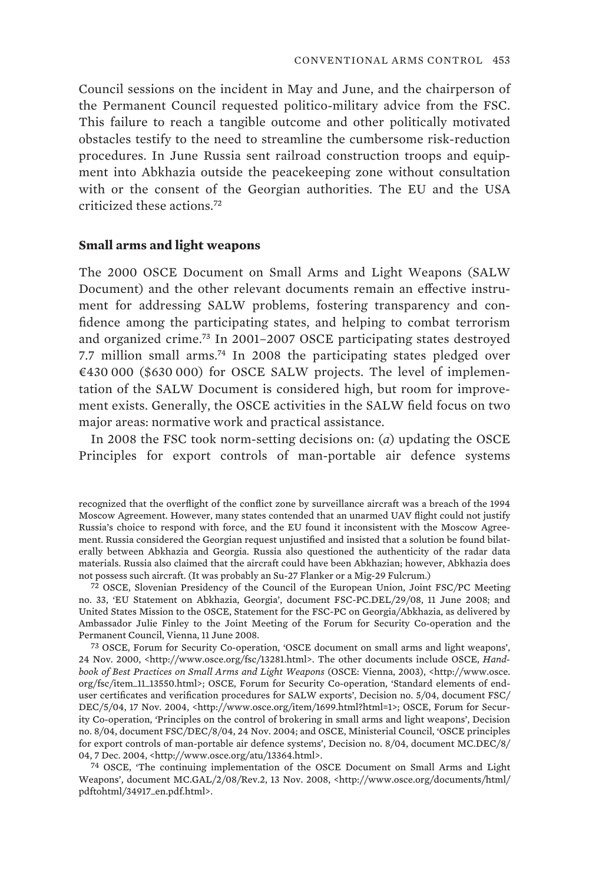Council sessions on the incident in May and June, and the chairperson of the Permanent Council requested politico-military advice from the FSC. This failure to reach a tangible outcome and other politically motivated obstacles testify to the need to streamline the cumbersome risk-reduction procedures. In June Russia sent railroad construction troops and equipment into Abkhazia outside the peacekeeping zone without consultation with or the consent of the Georgian authorities. The EU and the USA criticized these actions.[72]

### Small arms and light weapons

The 2000 OSCE Document on Small Arms and Light Weapons (SALW Document) and the other relevant documents remain an effective instrument for addressing SALW problems, fostering transparency and confidence among the participating states, and helping to combat terrorism and organized crime.[73] In 2001–2007 OSCE participating states destroyed 7.7 million small arms.[74] In 2008 the participating states pledged over €430 000 ($630 000) for OSCE SALW projects. The level of implementation of the SALW Document is considered high, but room for improvement exists. Generally, the OSCE activities in the SALW field focus on two major areas: normative work and practical assistance.

In 2008 the FSC took norm-setting decisions on: (*a*) updating the OSCE Principles for export controls of man-portable air defence systems

---

recognized that the overflight of the conflict zone by surveillance aircraft was a breach of the 1994 Moscow Agreement. However, many states contended that an unarmed UAV flight could not justify Russia's choice to respond with force, and the EU found it inconsistent with the Moscow Agreement. Russia considered the Georgian request unjustified and insisted that a solution be found bilaterally between Abkhazia and Georgia. Russia also questioned the authenticity of the radar data materials. Russia also claimed that the aircraft could have been Abkhazian; however, Abkhazia does not possess such aircraft. (It was probably an Su-27 Flanker or a Mig-29 Fulcrum.)

[72] OSCE, Slovenian Presidency of the Council of the European Union, Joint FSC/PC Meeting no. 33, 'EU Statement on Abkhazia, Georgia', document FSC-PC.DEL/29/08, 11 June 2008; and United States Mission to the OSCE, Statement for the FSC-PC on Georgia/Abkhazia, as delivered by Ambassador Julie Finley to the Joint Meeting of the Forum for Security Co-operation and the Permanent Council, Vienna, 11 June 2008.

[73] OSCE, Forum for Security Co-operation, 'OSCE document on small arms and light weapons', 24 Nov. 2000, <http://www.osce.org/fsc/13281.html>. The other documents include OSCE, *Handbook of Best Practices on Small Arms and Light Weapons* (OSCE: Vienna, 2003), <http://www.osce.org/fsc/item_11_13550.html>; OSCE, Forum for Security Co-operation, 'Standard elements of end-user certificates and verification procedures for SALW exports', Decision no. 5/04, document FSC/DEC/5/04, 17 Nov. 2004, <http://www.osce.org/item/1699.html?html=1>; OSCE, Forum for Security Co-operation, 'Principles on the control of brokering in small arms and light weapons', Decision no. 8/04, document FSC/DEC/8/04, 24 Nov. 2004; and OSCE, Ministerial Council, 'OSCE principles for export controls of man-portable air defence systems', Decision no. 8/04, document MC.DEC/8/04, 7 Dec. 2004, <http://www.osce.org/atu/13364.html>.

[74] OSCE, 'The continuing implementation of the OSCE Document on Small Arms and Light Weapons', document MC.GAL/2/08/Rev.2, 13 Nov. 2008, <http://www.osce.org/documents/html/pdftohtml/34917_en.pdf.html>.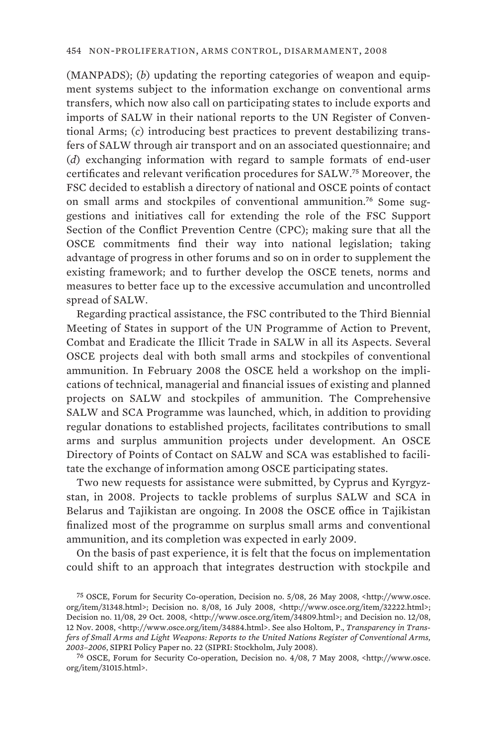(MANPADS); (*b*) updating the reporting categories of weapon and equipment systems subject to the information exchange on conventional arms transfers, which now also call on participating states to include exports and imports of SALW in their national reports to the UN Register of Conventional Arms; (*c*) introducing best practices to prevent destabilizing transfers of SALW through air transport and on an associated questionnaire; and (*d*) exchanging information with regard to sample formats of end-user certificates and relevant verification procedures for SALW.[75] Moreover, the FSC decided to establish a directory of national and OSCE points of contact on small arms and stockpiles of conventional ammunition.[76] Some suggestions and initiatives call for extending the role of the FSC Support Section of the Conflict Prevention Centre (CPC); making sure that all the OSCE commitments find their way into national legislation; taking advantage of progress in other forums and so on in order to supplement the existing framework; and to further develop the OSCE tenets, norms and measures to better face up to the excessive accumulation and uncontrolled spread of SALW.

Regarding practical assistance, the FSC contributed to the Third Biennial Meeting of States in support of the UN Programme of Action to Prevent, Combat and Eradicate the Illicit Trade in SALW in all its Aspects. Several OSCE projects deal with both small arms and stockpiles of conventional ammunition. In February 2008 the OSCE held a workshop on the implications of technical, managerial and financial issues of existing and planned projects on SALW and stockpiles of ammunition. The Comprehensive SALW and SCA Programme was launched, which, in addition to providing regular donations to established projects, facilitates contributions to small arms and surplus ammunition projects under development. An OSCE Directory of Points of Contact on SALW and SCA was established to facilitate the exchange of information among OSCE participating states.

Two new requests for assistance were submitted, by Cyprus and Kyrgyzstan, in 2008. Projects to tackle problems of surplus SALW and SCA in Belarus and Tajikistan are ongoing. In 2008 the OSCE office in Tajikistan finalized most of the programme on surplus small arms and conventional ammunition, and its completion was expected in early 2009.

On the basis of past experience, it is felt that the focus on implementation could shift to an approach that integrates destruction with stockpile and

[75] OSCE, Forum for Security Co-operation, Decision no. 5/08, 26 May 2008, <http://www.osce.org/item/31348.html>; Decision no. 8/08, 16 July 2008, <http://www.osce.org/item/32222.html>; Decision no. 11/08, 29 Oct. 2008, <http://www.osce.org/item/34809.html>; and Decision no. 12/08, 12 Nov. 2008, <http://www.osce.org/item/34884.html>. See also Holtom, P., *Transparency in Transfers of Small Arms and Light Weapons: Reports to the United Nations Register of Conventional Arms, 2003–2006*, SIPRI Policy Paper no. 22 (SIPRI: Stockholm, July 2008).

[76] OSCE, Forum for Security Co-operation, Decision no. 4/08, 7 May 2008, <http://www.osce.org/item/31015.html>.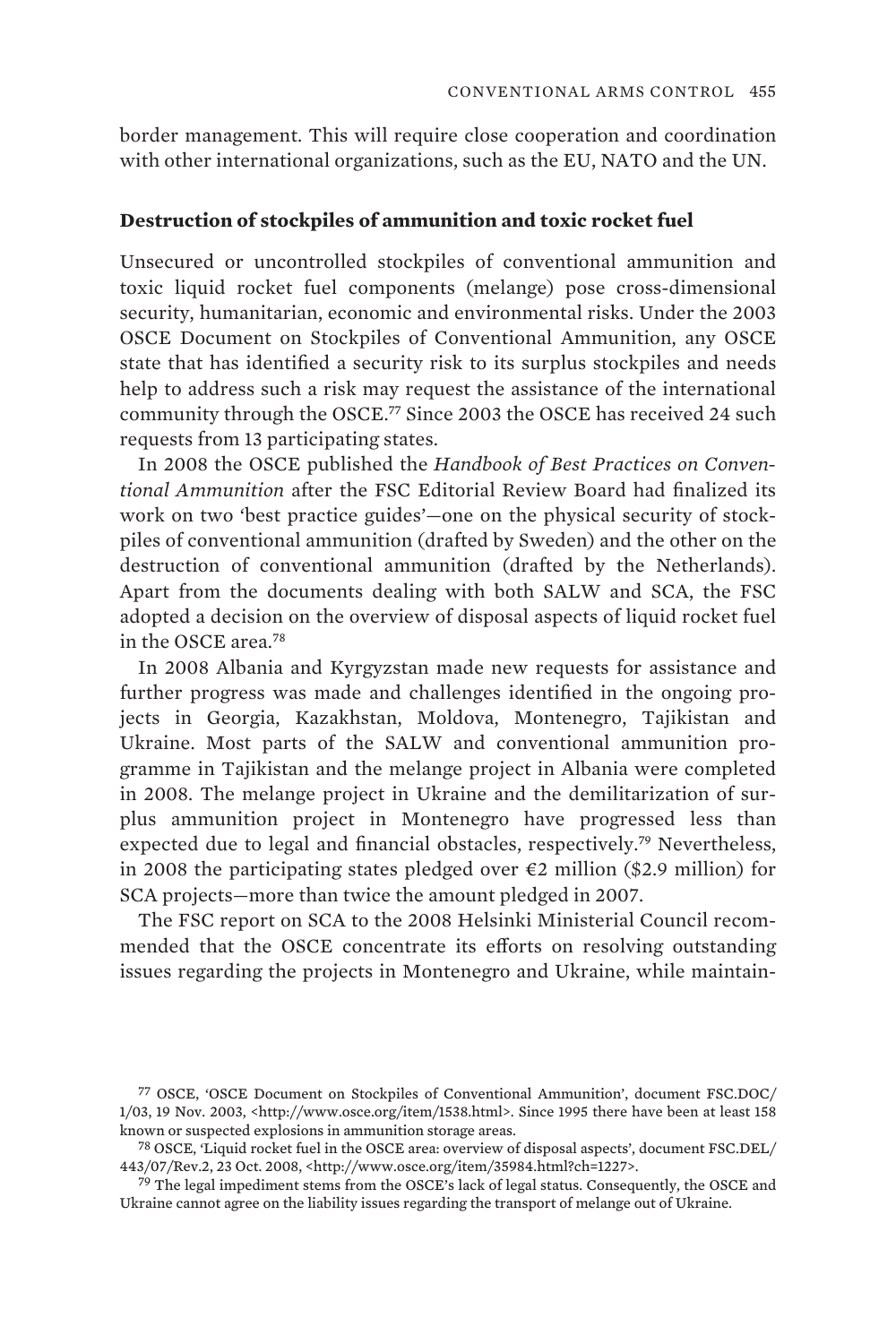border management. This will require close cooperation and coordination with other international organizations, such as the EU, NATO and the UN.

### Destruction of stockpiles of ammunition and toxic rocket fuel

Unsecured or uncontrolled stockpiles of conventional ammunition and toxic liquid rocket fuel components (melange) pose cross-dimensional security, humanitarian, economic and environmental risks. Under the 2003 OSCE Document on Stockpiles of Conventional Ammunition, any OSCE state that has identified a security risk to its surplus stockpiles and needs help to address such a risk may request the assistance of the international community through the OSCE.[77] Since 2003 the OSCE has received 24 such requests from 13 participating states.

In 2008 the OSCE published the *Handbook of Best Practices on Conventional Ammunition* after the FSC Editorial Review Board had finalized its work on two 'best practice guides'—one on the physical security of stockpiles of conventional ammunition (drafted by Sweden) and the other on the destruction of conventional ammunition (drafted by the Netherlands). Apart from the documents dealing with both SALW and SCA, the FSC adopted a decision on the overview of disposal aspects of liquid rocket fuel in the OSCE area.[78]

In 2008 Albania and Kyrgyzstan made new requests for assistance and further progress was made and challenges identified in the ongoing projects in Georgia, Kazakhstan, Moldova, Montenegro, Tajikistan and Ukraine. Most parts of the SALW and conventional ammunition programme in Tajikistan and the melange project in Albania were completed in 2008. The melange project in Ukraine and the demilitarization of surplus ammunition project in Montenegro have progressed less than expected due to legal and financial obstacles, respectively.[79] Nevertheless, in 2008 the participating states pledged over €2 million ($2.9 million) for SCA projects—more than twice the amount pledged in 2007.

The FSC report on SCA to the 2008 Helsinki Ministerial Council recommended that the OSCE concentrate its efforts on resolving outstanding issues regarding the projects in Montenegro and Ukraine, while maintain-

[77] OSCE, 'OSCE Document on Stockpiles of Conventional Ammunition', document FSC.DOC/1/03, 19 Nov. 2003, <http://www.osce.org/item/1538.html>. Since 1995 there have been at least 158 known or suspected explosions in ammunition storage areas.

[78] OSCE, 'Liquid rocket fuel in the OSCE area: overview of disposal aspects', document FSC.DEL/443/07/Rev.2, 23 Oct. 2008, <http://www.osce.org/item/35984.html?ch=1227>.

[79] The legal impediment stems from the OSCE's lack of legal status. Consequently, the OSCE and Ukraine cannot agree on the liability issues regarding the transport of melange out of Ukraine.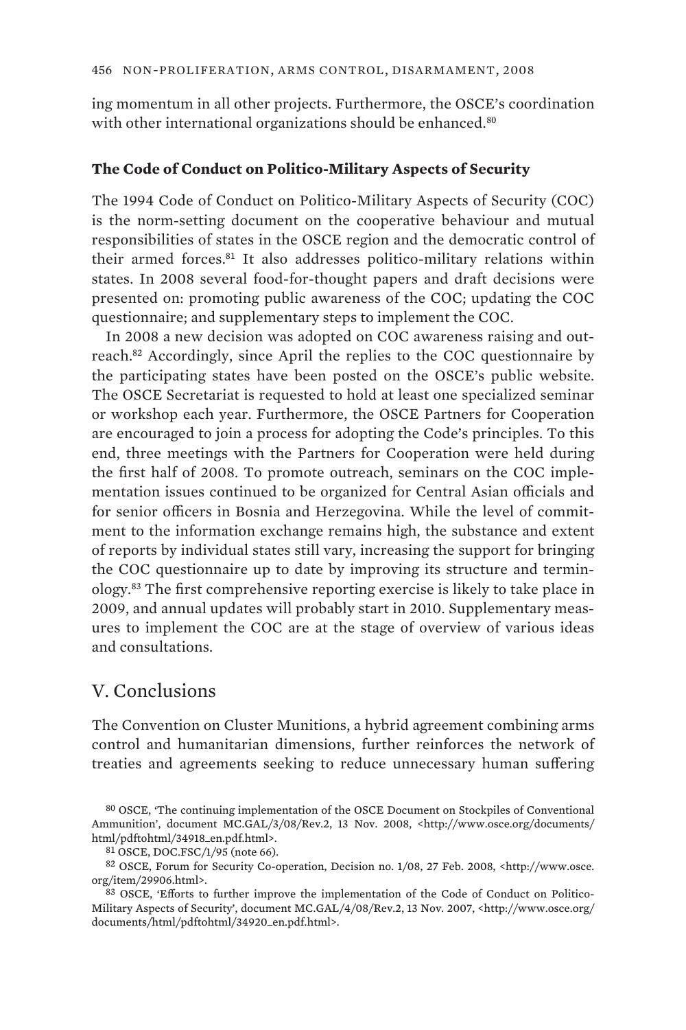ing momentum in all other projects. Furthermore, the OSCE's coordination with other international organizations should be enhanced.[80]

### The Code of Conduct on Politico-Military Aspects of Security

The 1994 Code of Conduct on Politico-Military Aspects of Security (COC) is the norm-setting document on the cooperative behaviour and mutual responsibilities of states in the OSCE region and the democratic control of their armed forces.[81] It also addresses politico-military relations within states. In 2008 several food-for-thought papers and draft decisions were presented on: promoting public awareness of the COC; updating the COC questionnaire; and supplementary steps to implement the COC.

In 2008 a new decision was adopted on COC awareness raising and outreach.[82] Accordingly, since April the replies to the COC questionnaire by the participating states have been posted on the OSCE's public website. The OSCE Secretariat is requested to hold at least one specialized seminar or workshop each year. Furthermore, the OSCE Partners for Cooperation are encouraged to join a process for adopting the Code's principles. To this end, three meetings with the Partners for Cooperation were held during the first half of 2008. To promote outreach, seminars on the COC implementation issues continued to be organized for Central Asian officials and for senior officers in Bosnia and Herzegovina. While the level of commitment to the information exchange remains high, the substance and extent of reports by individual states still vary, increasing the support for bringing the COC questionnaire up to date by improving its structure and terminology.[83] The first comprehensive reporting exercise is likely to take place in 2009, and annual updates will probably start in 2010. Supplementary measures to implement the COC are at the stage of overview of various ideas and consultations.

## V. Conclusions

The Convention on Cluster Munitions, a hybrid agreement combining arms control and humanitarian dimensions, further reinforces the network of treaties and agreements seeking to reduce unnecessary human suffering

---

[80] OSCE, 'The continuing implementation of the OSCE Document on Stockpiles of Conventional Ammunition', document MC.GAL/3/08/Rev.2, 13 Nov. 2008, <http://www.osce.org/documents/html/pdftohtml/34918_en.pdf.html>.

[81] OSCE, DOC.FSC/1/95 (note 66).

[82] OSCE, Forum for Security Co-operation, Decision no. 1/08, 27 Feb. 2008, <http://www.osce.org/item/29906.html>.

[83] OSCE, 'Efforts to further improve the implementation of the Code of Conduct on Politico-Military Aspects of Security', document MC.GAL/4/08/Rev.2, 13 Nov. 2007, <http://www.osce.org/documents/html/pdftohtml/34920_en.pdf.html>.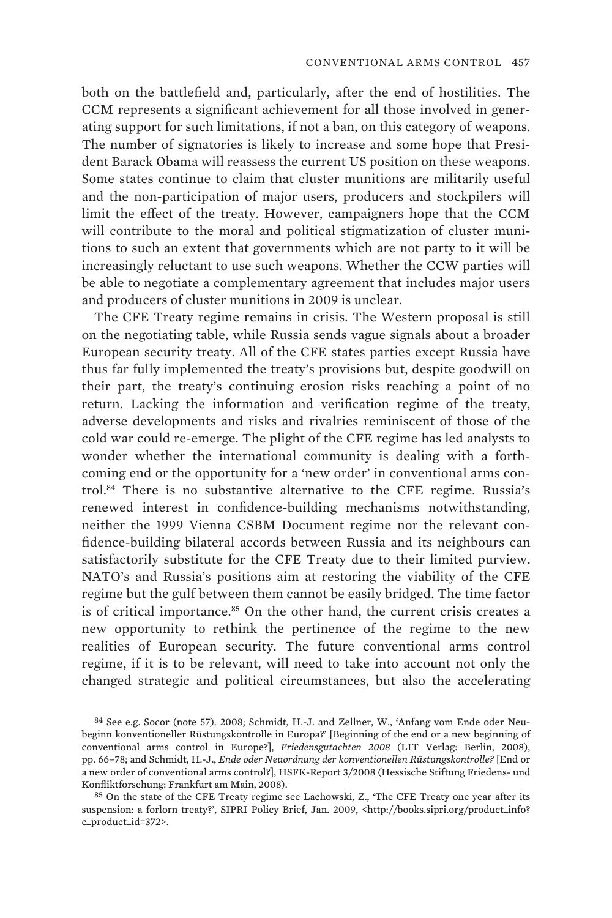both on the battlefield and, particularly, after the end of hostilities. The CCM represents a significant achievement for all those involved in generating support for such limitations, if not a ban, on this category of weapons. The number of signatories is likely to increase and some hope that President Barack Obama will reassess the current US position on these weapons. Some states continue to claim that cluster munitions are militarily useful and the non-participation of major users, producers and stockpilers will limit the effect of the treaty. However, campaigners hope that the CCM will contribute to the moral and political stigmatization of cluster munitions to such an extent that governments which are not party to it will be increasingly reluctant to use such weapons. Whether the CCW parties will be able to negotiate a complementary agreement that includes major users and producers of cluster munitions in 2009 is unclear.

The CFE Treaty regime remains in crisis. The Western proposal is still on the negotiating table, while Russia sends vague signals about a broader European security treaty. All of the CFE states parties except Russia have thus far fully implemented the treaty's provisions but, despite goodwill on their part, the treaty's continuing erosion risks reaching a point of no return. Lacking the information and verification regime of the treaty, adverse developments and risks and rivalries reminiscent of those of the cold war could re-emerge. The plight of the CFE regime has led analysts to wonder whether the international community is dealing with a forthcoming end or the opportunity for a 'new order' in conventional arms control.[84] There is no substantive alternative to the CFE regime. Russia's renewed interest in confidence-building mechanisms notwithstanding, neither the 1999 Vienna CSBM Document regime nor the relevant confidence-building bilateral accords between Russia and its neighbours can satisfactorily substitute for the CFE Treaty due to their limited purview. NATO's and Russia's positions aim at restoring the viability of the CFE regime but the gulf between them cannot be easily bridged. The time factor is of critical importance.[85] On the other hand, the current crisis creates a new opportunity to rethink the pertinence of the regime to the new realities of European security. The future conventional arms control regime, if it is to be relevant, will need to take into account not only the changed strategic and political circumstances, but also the accelerating

---

[84] See e.g. Socor (note 57). 2008; Schmidt, H.-J. and Zellner, W., 'Anfang vom Ende oder Neubeginn konventioneller Rüstungskontrolle in Europa?' [Beginning of the end or a new beginning of conventional arms control in Europe?], *Friedensgutachten 2008* (LIT Verlag: Berlin, 2008), pp. 66–78; and Schmidt, H.-J., *Ende oder Neuordnung der konventionellen Rüstungskontrolle?* [End or a new order of conventional arms control?], HSFK-Report 3/2008 (Hessische Stiftung Friedens- und Konfliktforschung: Frankfurt am Main, 2008).

[85] On the state of the CFE Treaty regime see Lachowski, Z., 'The CFE Treaty one year after its suspension: a forlorn treaty?', SIPRI Policy Brief, Jan. 2009, <http://books.sipri.org/product_info?c_product_id=372>.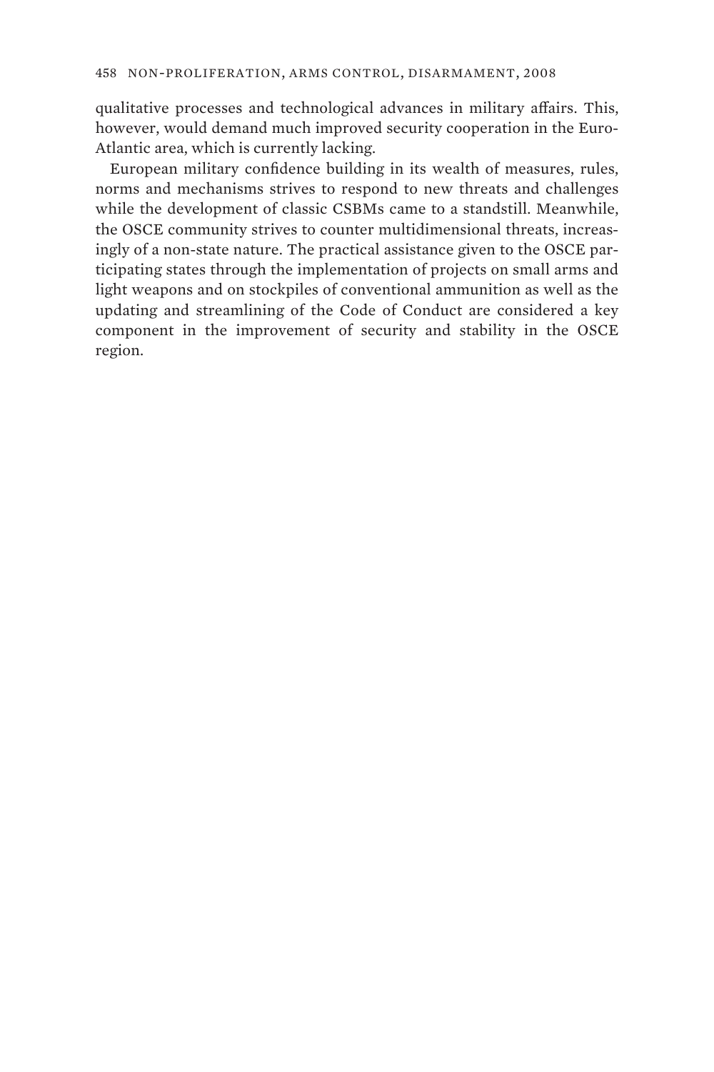qualitative processes and technological advances in military affairs. This, however, would demand much improved security cooperation in the Euro-Atlantic area, which is currently lacking.

European military confidence building in its wealth of measures, rules, norms and mechanisms strives to respond to new threats and challenges while the development of classic CSBMs came to a standstill. Meanwhile, the OSCE community strives to counter multidimensional threats, increasingly of a non-state nature. The practical assistance given to the OSCE participating states through the implementation of projects on small arms and light weapons and on stockpiles of conventional ammunition as well as the updating and streamlining of the Code of Conduct are considered a key component in the improvement of security and stability in the OSCE region.